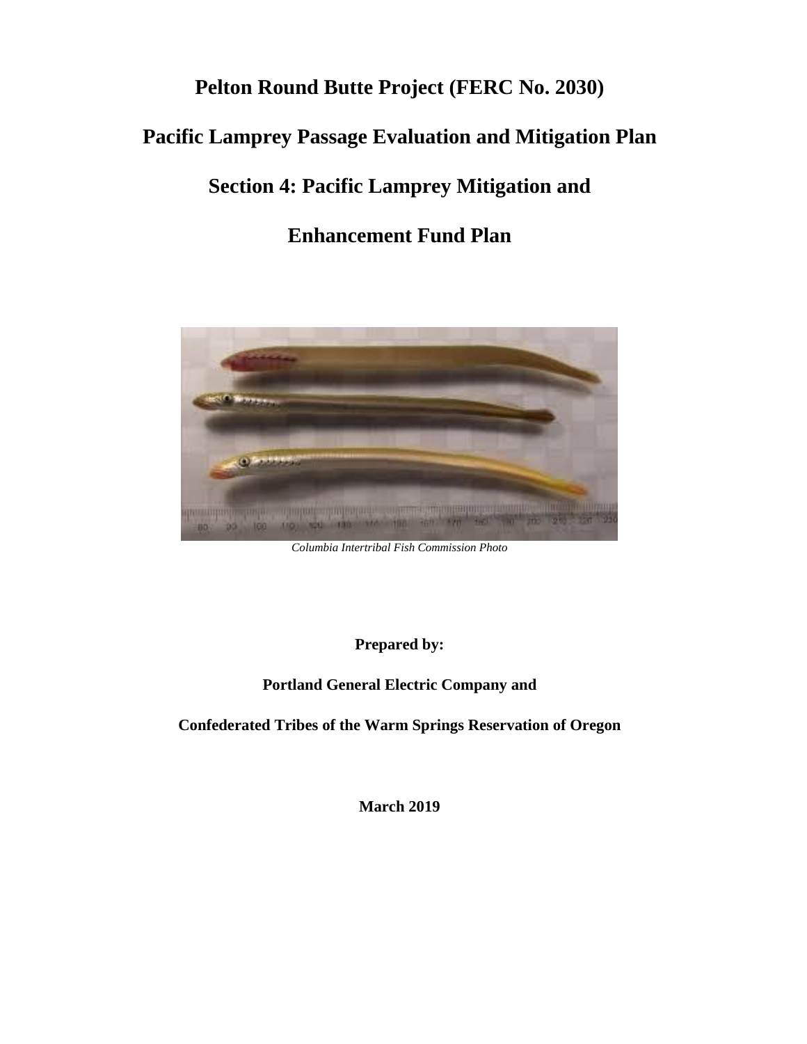# Pelton Round Butte Project (FERC No. 2030)

# Pacific Lamprey Passage Evaluation and Mitigation Plan

# Section 4: Pacific Lamprey Mitigation and Enhancement Fund Plan

*Columbia Intertribal Fish Commission Photo*

**Prepared by:**

**Portland General Electric Company and**

**Confederated Tribes of the Warm Springs Reservation of Oregon**

**March 2019**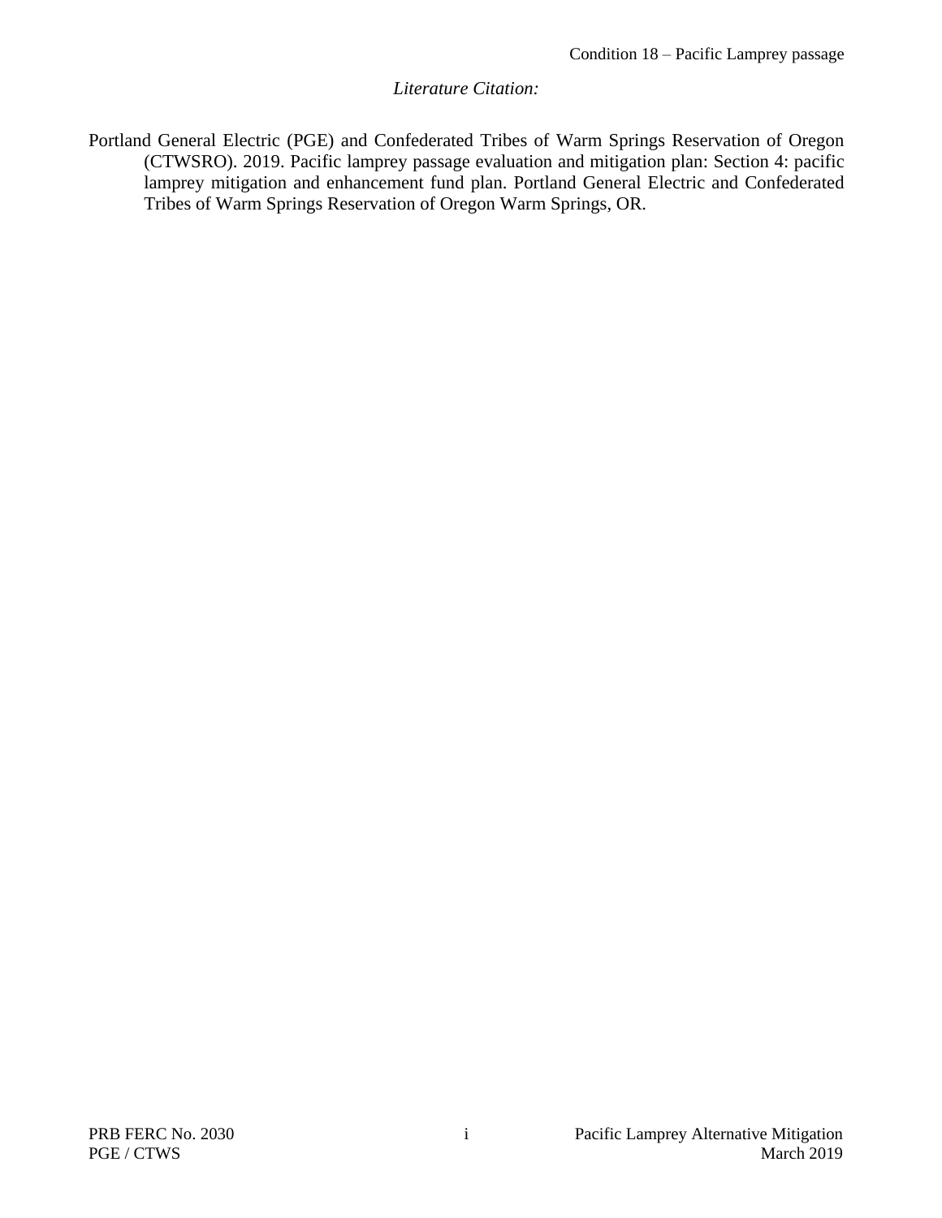*Literature Citation:*

Portland General Electric (PGE) and Confederated Tribes of Warm Springs Reservation of Oregon (CTWSRO). 2019. Pacific lamprey passage evaluation and mitigation plan: Section 4: pacific lamprey mitigation and enhancement fund plan. Portland General Electric and Confederated Tribes of Warm Springs Reservation of Oregon Warm Springs, OR.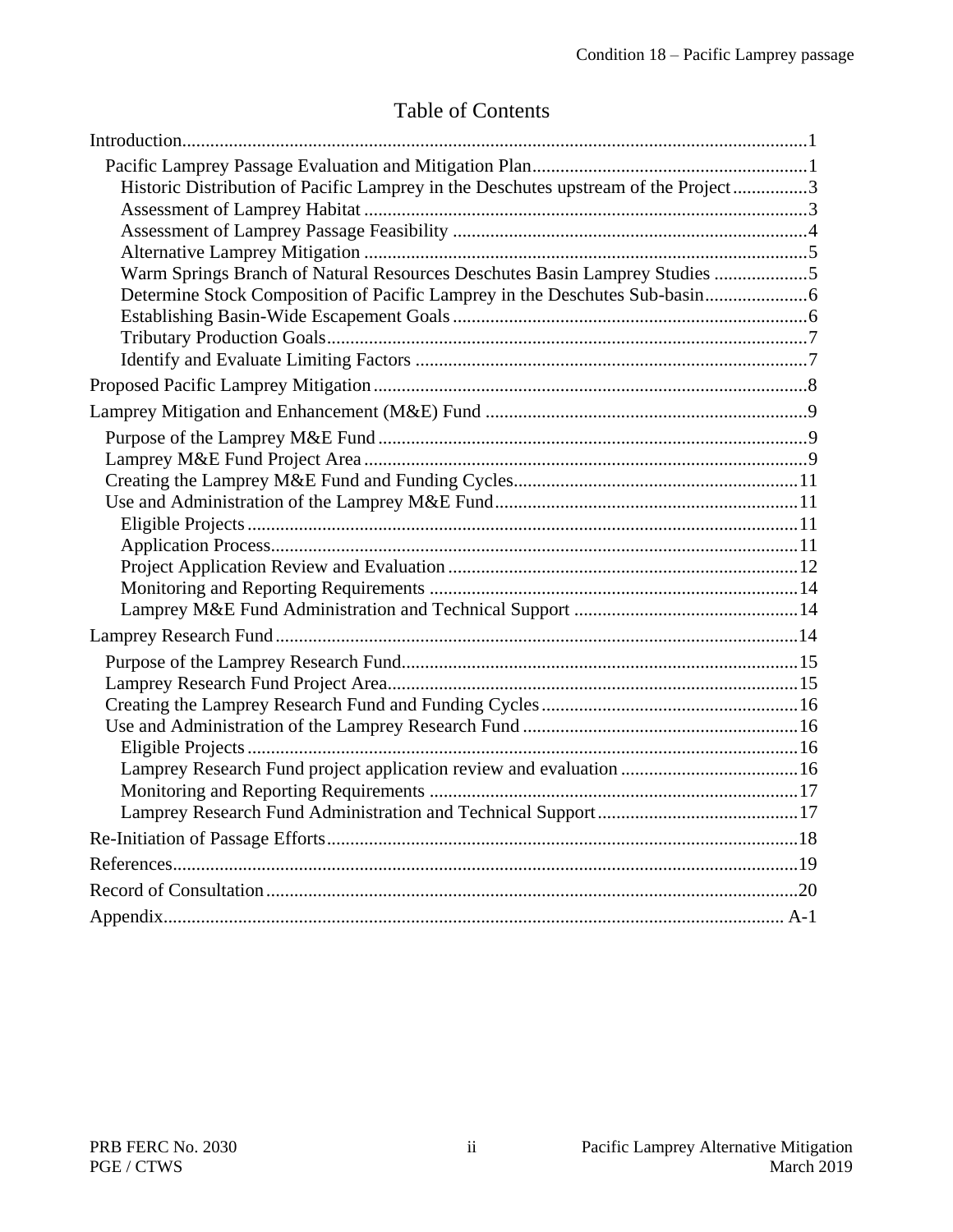# Table of Contents

- Introduction ..... 1
  - Pacific Lamprey Passage Evaluation and Mitigation Plan ..... 1
    - Historic Distribution of Pacific Lamprey in the Deschutes upstream of the Project ..... 3
    - Assessment of Lamprey Habitat ..... 3
    - Assessment of Lamprey Passage Feasibility ..... 4
    - Alternative Lamprey Mitigation ..... 5
    - Warm Springs Branch of Natural Resources Deschutes Basin Lamprey Studies ..... 5
    - Determine Stock Composition of Pacific Lamprey in the Deschutes Sub-basin ..... 6
    - Establishing Basin-Wide Escapement Goals ..... 6
    - Tributary Production Goals ..... 7
    - Identify and Evaluate Limiting Factors ..... 7
- Proposed Pacific Lamprey Mitigation ..... 8
- Lamprey Mitigation and Enhancement (M&E) Fund ..... 9
  - Purpose of the Lamprey M&E Fund ..... 9
  - Lamprey M&E Fund Project Area ..... 9
  - Creating the Lamprey M&E Fund and Funding Cycles ..... 11
  - Use and Administration of the Lamprey M&E Fund ..... 11
    - Eligible Projects ..... 11
    - Application Process ..... 11
    - Project Application Review and Evaluation ..... 12
    - Monitoring and Reporting Requirements ..... 14
    - Lamprey M&E Fund Administration and Technical Support ..... 14
- Lamprey Research Fund ..... 14
  - Purpose of the Lamprey Research Fund ..... 15
  - Lamprey Research Fund Project Area ..... 15
  - Creating the Lamprey Research Fund and Funding Cycles ..... 16
  - Use and Administration of the Lamprey Research Fund ..... 16
    - Eligible Projects ..... 16
    - Lamprey Research Fund project application review and evaluation ..... 16
    - Monitoring and Reporting Requirements ..... 17
    - Lamprey Research Fund Administration and Technical Support ..... 17
- Re-Initiation of Passage Efforts ..... 18
- References ..... 19
- Record of Consultation ..... 20
- Appendix ..... A-1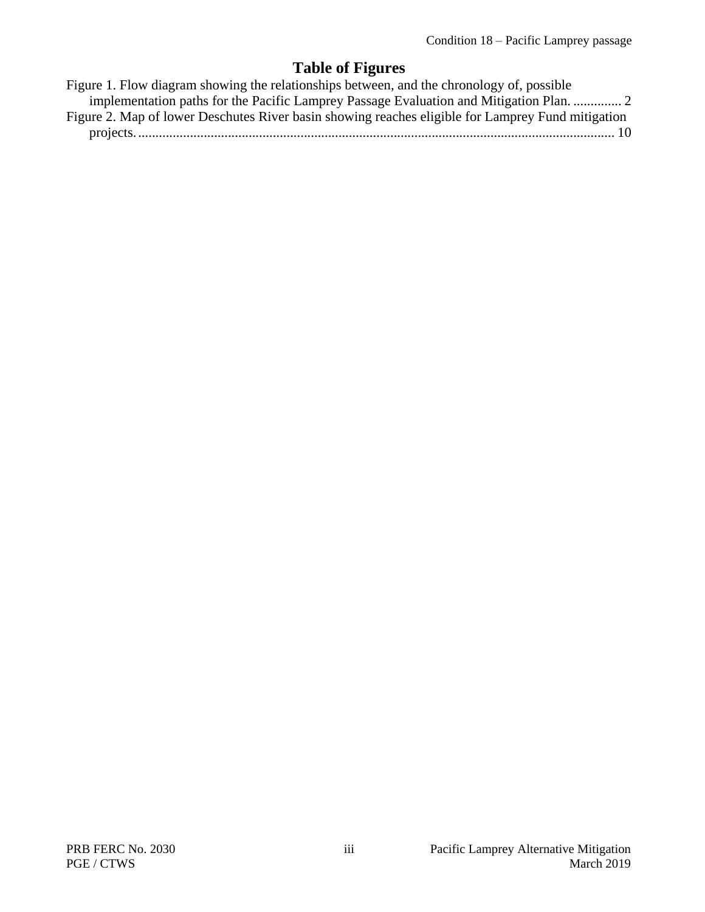# Table of Figures

Figure 1. Flow diagram showing the relationships between, and the chronology of, possible implementation paths for the Pacific Lamprey Passage Evaluation and Mitigation Plan. .............. 2

Figure 2. Map of lower Deschutes River basin showing reaches eligible for Lamprey Fund mitigation projects. .......................................................................................................................... 10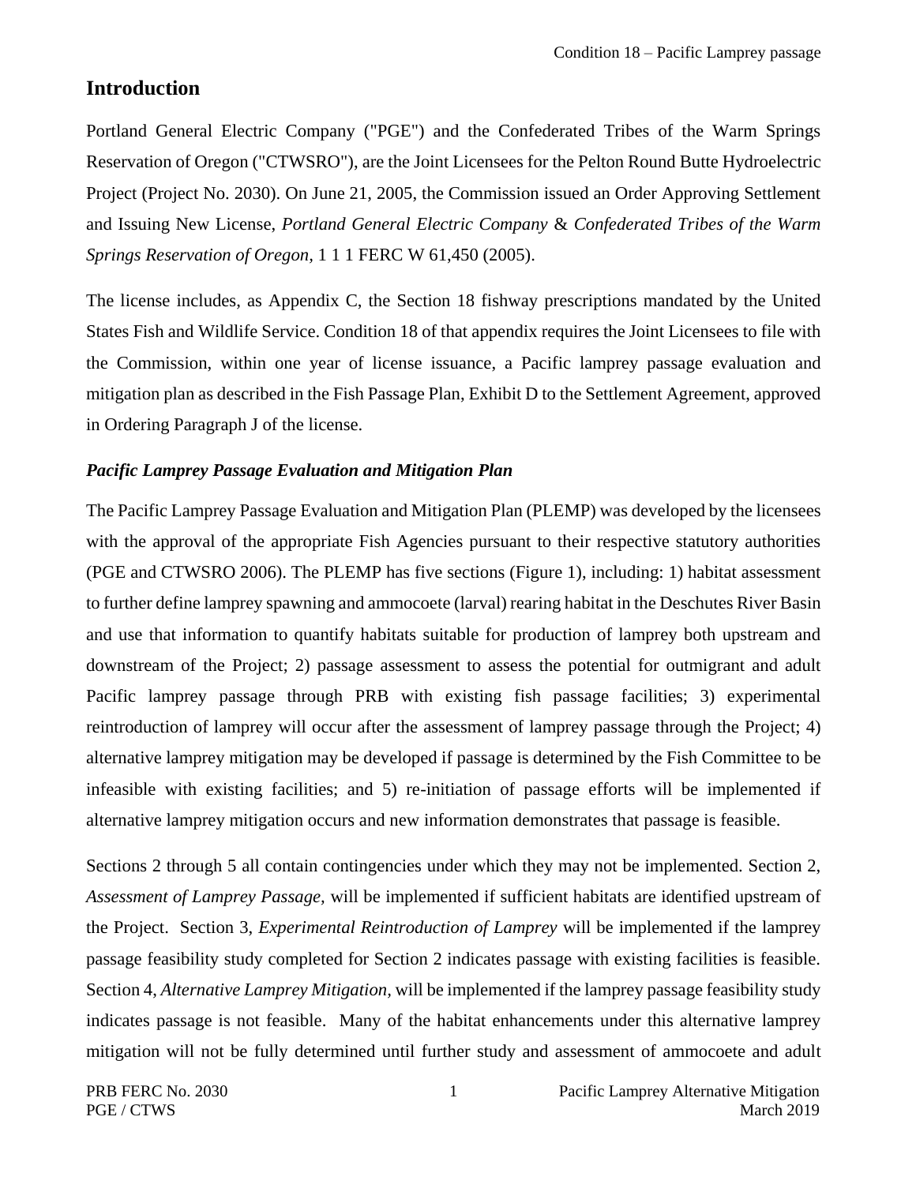## Introduction

Portland General Electric Company ("PGE") and the Confederated Tribes of the Warm Springs Reservation of Oregon ("CTWSRO"), are the Joint Licensees for the Pelton Round Butte Hydroelectric Project (Project No. 2030). On June 21, 2005, the Commission issued an Order Approving Settlement and Issuing New License, *Portland General Electric Company* & *Confederated Tribes of the Warm Springs Reservation of Oregon*, 1 1 1 FERC W 61,450 (2005).

The license includes, as Appendix C, the Section 18 fishway prescriptions mandated by the United States Fish and Wildlife Service. Condition 18 of that appendix requires the Joint Licensees to file with the Commission, within one year of license issuance, a Pacific lamprey passage evaluation and mitigation plan as described in the Fish Passage Plan, Exhibit D to the Settlement Agreement, approved in Ordering Paragraph J of the license.

### *Pacific Lamprey Passage Evaluation and Mitigation Plan*

The Pacific Lamprey Passage Evaluation and Mitigation Plan (PLEMP) was developed by the licensees with the approval of the appropriate Fish Agencies pursuant to their respective statutory authorities (PGE and CTWSRO 2006). The PLEMP has five sections (Figure 1), including: 1) habitat assessment to further define lamprey spawning and ammocoete (larval) rearing habitat in the Deschutes River Basin and use that information to quantify habitats suitable for production of lamprey both upstream and downstream of the Project; 2) passage assessment to assess the potential for outmigrant and adult Pacific lamprey passage through PRB with existing fish passage facilities; 3) experimental reintroduction of lamprey will occur after the assessment of lamprey passage through the Project; 4) alternative lamprey mitigation may be developed if passage is determined by the Fish Committee to be infeasible with existing facilities; and 5) re-initiation of passage efforts will be implemented if alternative lamprey mitigation occurs and new information demonstrates that passage is feasible.

Sections 2 through 5 all contain contingencies under which they may not be implemented. Section 2, *Assessment of Lamprey Passage*, will be implemented if sufficient habitats are identified upstream of the Project. Section 3, *Experimental Reintroduction of Lamprey* will be implemented if the lamprey passage feasibility study completed for Section 2 indicates passage with existing facilities is feasible. Section 4, *Alternative Lamprey Mitigation*, will be implemented if the lamprey passage feasibility study indicates passage is not feasible. Many of the habitat enhancements under this alternative lamprey mitigation will not be fully determined until further study and assessment of ammocoete and adult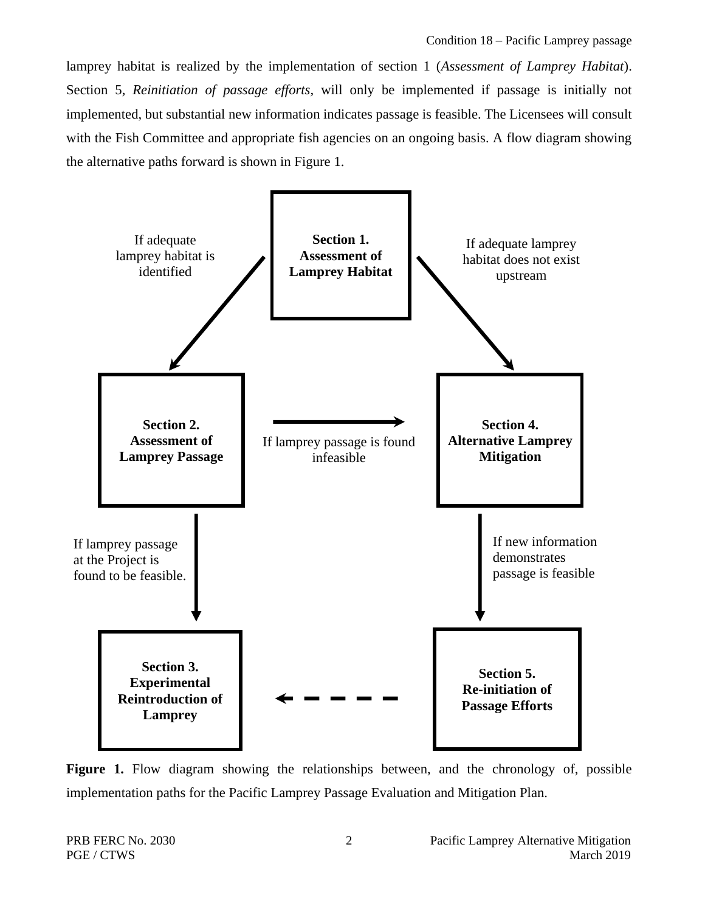lamprey habitat is realized by the implementation of section 1 (*Assessment of Lamprey Habitat*). Section 5, *Reinitiation of passage efforts*, will only be implemented if passage is initially not implemented, but substantial new information indicates passage is feasible. The Licensees will consult with the Fish Committee and appropriate fish agencies on an ongoing basis. A flow diagram showing the alternative paths forward is shown in Figure 1.

**Section 1. Assessment of Lamprey Habitat**

- If adequate lamprey habitat is identified → **Section 2. Assessment of Lamprey Passage**
- If adequate lamprey habitat does not exist upstream → **Section 4. Alternative Lamprey Mitigation**

**Section 2. Assessment of Lamprey Passage**

- If lamprey passage is found infeasible → **Section 4. Alternative Lamprey Mitigation**
- If lamprey passage at the Project is found to be feasible. → **Section 3. Experimental Reintroduction of Lamprey**

**Section 4. Alternative Lamprey Mitigation**

- If new information demonstrates passage is feasible → **Section 5. Re-initiation of Passage Efforts**

**Section 5. Re-initiation of Passage Efforts** - - - → **Section 3. Experimental Reintroduction of Lamprey**

**Figure 1.** Flow diagram showing the relationships between, and the chronology of, possible implementation paths for the Pacific Lamprey Passage Evaluation and Mitigation Plan.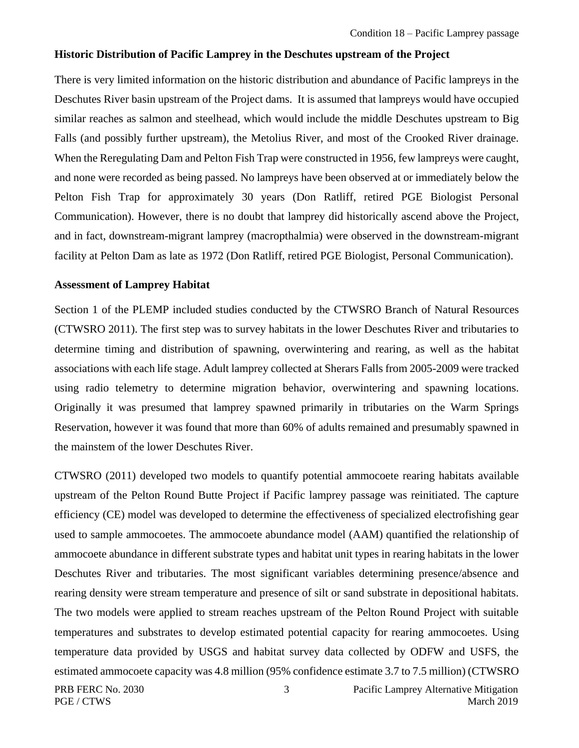### Historic Distribution of Pacific Lamprey in the Deschutes upstream of the Project

There is very limited information on the historic distribution and abundance of Pacific lampreys in the Deschutes River basin upstream of the Project dams. It is assumed that lampreys would have occupied similar reaches as salmon and steelhead, which would include the middle Deschutes upstream to Big Falls (and possibly further upstream), the Metolius River, and most of the Crooked River drainage. When the Reregulating Dam and Pelton Fish Trap were constructed in 1956, few lampreys were caught, and none were recorded as being passed. No lampreys have been observed at or immediately below the Pelton Fish Trap for approximately 30 years (Don Ratliff, retired PGE Biologist Personal Communication). However, there is no doubt that lamprey did historically ascend above the Project, and in fact, downstream-migrant lamprey (macropthalmia) were observed in the downstream-migrant facility at Pelton Dam as late as 1972 (Don Ratliff, retired PGE Biologist, Personal Communication).

### Assessment of Lamprey Habitat

Section 1 of the PLEMP included studies conducted by the CTWSRO Branch of Natural Resources (CTWSRO 2011). The first step was to survey habitats in the lower Deschutes River and tributaries to determine timing and distribution of spawning, overwintering and rearing, as well as the habitat associations with each life stage. Adult lamprey collected at Sherars Falls from 2005-2009 were tracked using radio telemetry to determine migration behavior, overwintering and spawning locations. Originally it was presumed that lamprey spawned primarily in tributaries on the Warm Springs Reservation, however it was found that more than 60% of adults remained and presumably spawned in the mainstem of the lower Deschutes River.

CTWSRO (2011) developed two models to quantify potential ammocoete rearing habitats available upstream of the Pelton Round Butte Project if Pacific lamprey passage was reinitiated. The capture efficiency (CE) model was developed to determine the effectiveness of specialized electrofishing gear used to sample ammocoetes. The ammocoete abundance model (AAM) quantified the relationship of ammocoete abundance in different substrate types and habitat unit types in rearing habitats in the lower Deschutes River and tributaries. The most significant variables determining presence/absence and rearing density were stream temperature and presence of silt or sand substrate in depositional habitats. The two models were applied to stream reaches upstream of the Pelton Round Project with suitable temperatures and substrates to develop estimated potential capacity for rearing ammocoetes. Using temperature data provided by USGS and habitat survey data collected by ODFW and USFS, the estimated ammocoete capacity was 4.8 million (95% confidence estimate 3.7 to 7.5 million) (CTWSRO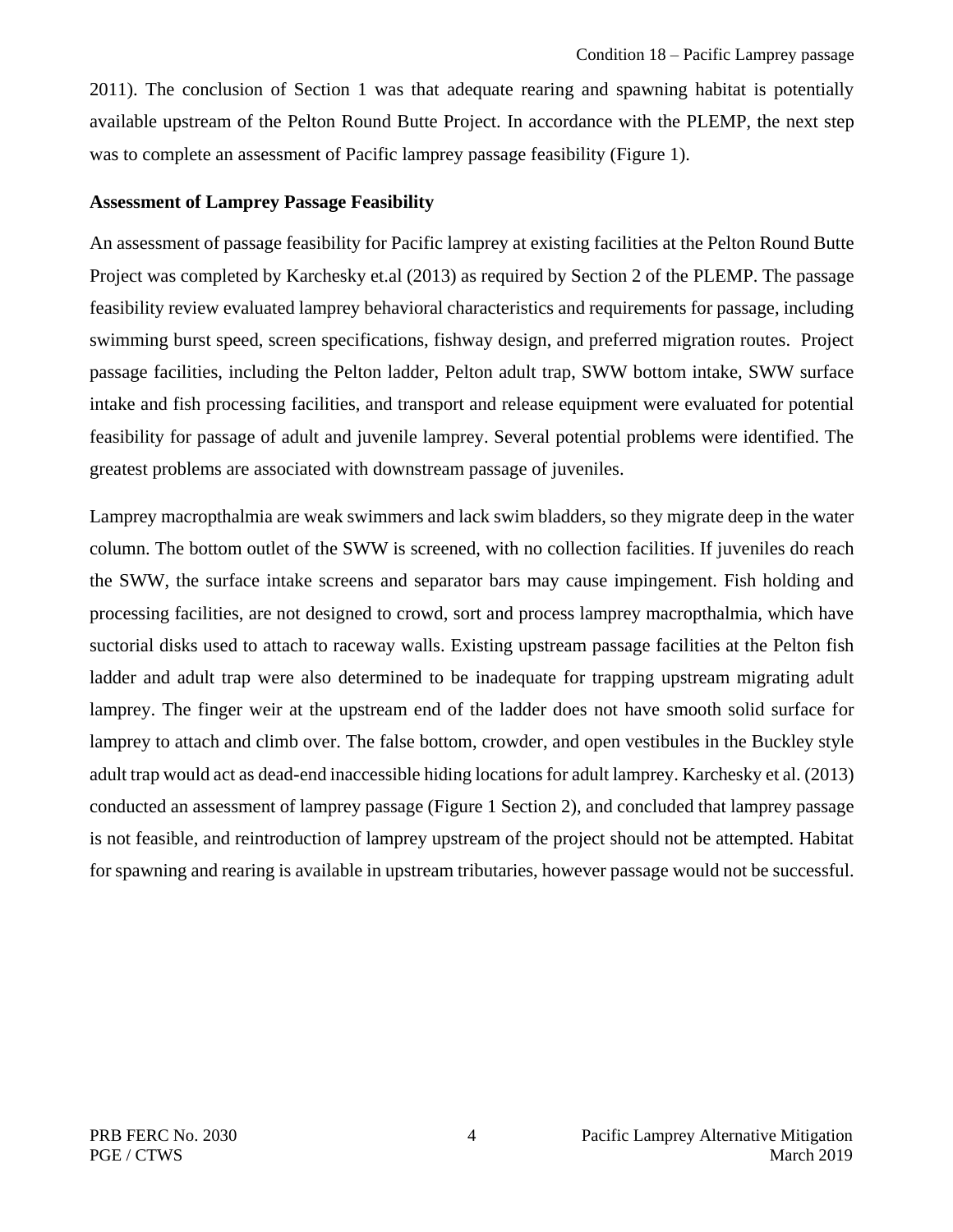2011). The conclusion of Section 1 was that adequate rearing and spawning habitat is potentially available upstream of the Pelton Round Butte Project. In accordance with the PLEMP, the next step was to complete an assessment of Pacific lamprey passage feasibility (Figure 1).

**Assessment of Lamprey Passage Feasibility**

An assessment of passage feasibility for Pacific lamprey at existing facilities at the Pelton Round Butte Project was completed by Karchesky et.al (2013) as required by Section 2 of the PLEMP. The passage feasibility review evaluated lamprey behavioral characteristics and requirements for passage, including swimming burst speed, screen specifications, fishway design, and preferred migration routes. Project passage facilities, including the Pelton ladder, Pelton adult trap, SWW bottom intake, SWW surface intake and fish processing facilities, and transport and release equipment were evaluated for potential feasibility for passage of adult and juvenile lamprey. Several potential problems were identified. The greatest problems are associated with downstream passage of juveniles.

Lamprey macropthalmia are weak swimmers and lack swim bladders, so they migrate deep in the water column. The bottom outlet of the SWW is screened, with no collection facilities. If juveniles do reach the SWW, the surface intake screens and separator bars may cause impingement. Fish holding and processing facilities, are not designed to crowd, sort and process lamprey macropthalmia, which have suctorial disks used to attach to raceway walls. Existing upstream passage facilities at the Pelton fish ladder and adult trap were also determined to be inadequate for trapping upstream migrating adult lamprey. The finger weir at the upstream end of the ladder does not have smooth solid surface for lamprey to attach and climb over. The false bottom, crowder, and open vestibules in the Buckley style adult trap would act as dead-end inaccessible hiding locations for adult lamprey. Karchesky et al. (2013) conducted an assessment of lamprey passage (Figure 1 Section 2), and concluded that lamprey passage is not feasible, and reintroduction of lamprey upstream of the project should not be attempted. Habitat for spawning and rearing is available in upstream tributaries, however passage would not be successful.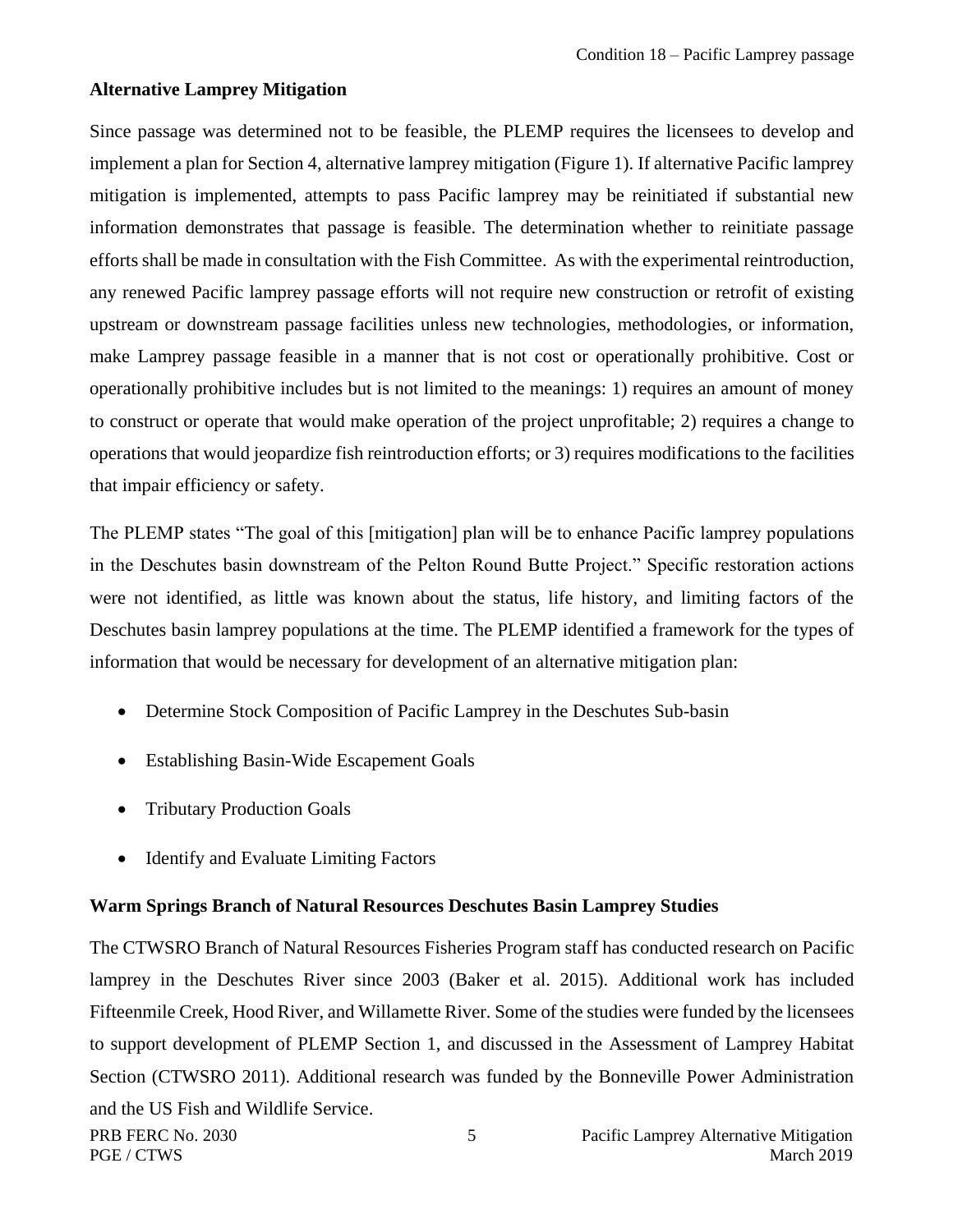## Alternative Lamprey Mitigation

Since passage was determined not to be feasible, the PLEMP requires the licensees to develop and implement a plan for Section 4, alternative lamprey mitigation (Figure 1). If alternative Pacific lamprey mitigation is implemented, attempts to pass Pacific lamprey may be reinitiated if substantial new information demonstrates that passage is feasible. The determination whether to reinitiate passage efforts shall be made in consultation with the Fish Committee. As with the experimental reintroduction, any renewed Pacific lamprey passage efforts will not require new construction or retrofit of existing upstream or downstream passage facilities unless new technologies, methodologies, or information, make Lamprey passage feasible in a manner that is not cost or operationally prohibitive. Cost or operationally prohibitive includes but is not limited to the meanings: 1) requires an amount of money to construct or operate that would make operation of the project unprofitable; 2) requires a change to operations that would jeopardize fish reintroduction efforts; or 3) requires modifications to the facilities that impair efficiency or safety.

The PLEMP states "The goal of this [mitigation] plan will be to enhance Pacific lamprey populations in the Deschutes basin downstream of the Pelton Round Butte Project." Specific restoration actions were not identified, as little was known about the status, life history, and limiting factors of the Deschutes basin lamprey populations at the time. The PLEMP identified a framework for the types of information that would be necessary for development of an alternative mitigation plan:

- Determine Stock Composition of Pacific Lamprey in the Deschutes Sub-basin
- Establishing Basin-Wide Escapement Goals
- Tributary Production Goals
- Identify and Evaluate Limiting Factors

## Warm Springs Branch of Natural Resources Deschutes Basin Lamprey Studies

The CTWSRO Branch of Natural Resources Fisheries Program staff has conducted research on Pacific lamprey in the Deschutes River since 2003 (Baker et al. 2015). Additional work has included Fifteenmile Creek, Hood River, and Willamette River. Some of the studies were funded by the licensees to support development of PLEMP Section 1, and discussed in the Assessment of Lamprey Habitat Section (CTWSRO 2011). Additional research was funded by the Bonneville Power Administration and the US Fish and Wildlife Service.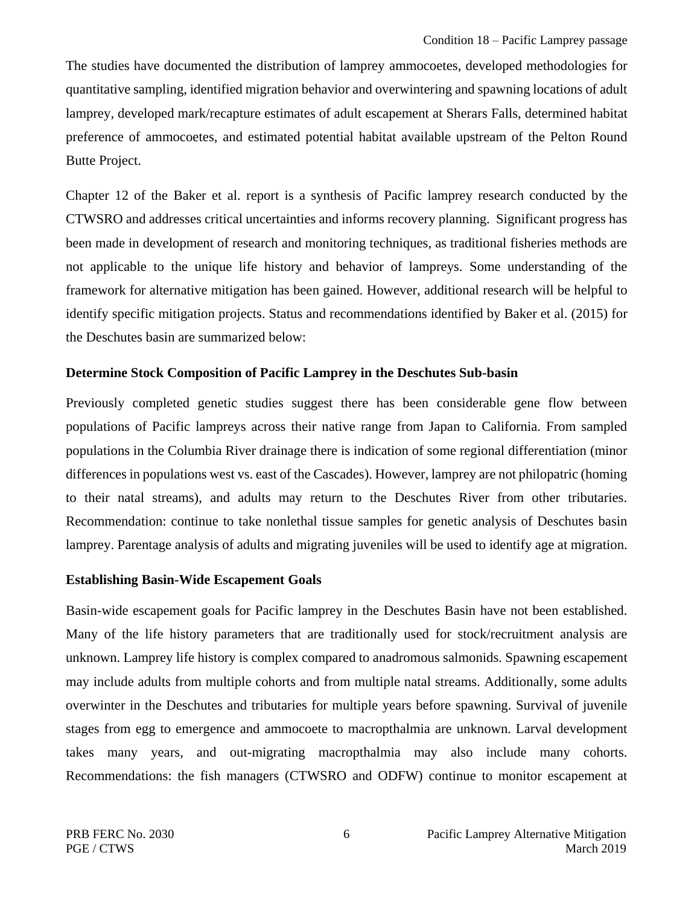The studies have documented the distribution of lamprey ammocoetes, developed methodologies for quantitative sampling, identified migration behavior and overwintering and spawning locations of adult lamprey, developed mark/recapture estimates of adult escapement at Sherars Falls, determined habitat preference of ammocoetes, and estimated potential habitat available upstream of the Pelton Round Butte Project.

Chapter 12 of the Baker et al. report is a synthesis of Pacific lamprey research conducted by the CTWSRO and addresses critical uncertainties and informs recovery planning. Significant progress has been made in development of research and monitoring techniques, as traditional fisheries methods are not applicable to the unique life history and behavior of lampreys. Some understanding of the framework for alternative mitigation has been gained. However, additional research will be helpful to identify specific mitigation projects. Status and recommendations identified by Baker et al. (2015) for the Deschutes basin are summarized below:

### Determine Stock Composition of Pacific Lamprey in the Deschutes Sub-basin

Previously completed genetic studies suggest there has been considerable gene flow between populations of Pacific lampreys across their native range from Japan to California. From sampled populations in the Columbia River drainage there is indication of some regional differentiation (minor differences in populations west vs. east of the Cascades). However, lamprey are not philopatric (homing to their natal streams), and adults may return to the Deschutes River from other tributaries. Recommendation: continue to take nonlethal tissue samples for genetic analysis of Deschutes basin lamprey. Parentage analysis of adults and migrating juveniles will be used to identify age at migration.

### Establishing Basin-Wide Escapement Goals

Basin-wide escapement goals for Pacific lamprey in the Deschutes Basin have not been established. Many of the life history parameters that are traditionally used for stock/recruitment analysis are unknown. Lamprey life history is complex compared to anadromous salmonids. Spawning escapement may include adults from multiple cohorts and from multiple natal streams. Additionally, some adults overwinter in the Deschutes and tributaries for multiple years before spawning. Survival of juvenile stages from egg to emergence and ammocoete to macropthalmia are unknown. Larval development takes many years, and out-migrating macropthalmia may also include many cohorts. Recommendations: the fish managers (CTWSRO and ODFW) continue to monitor escapement at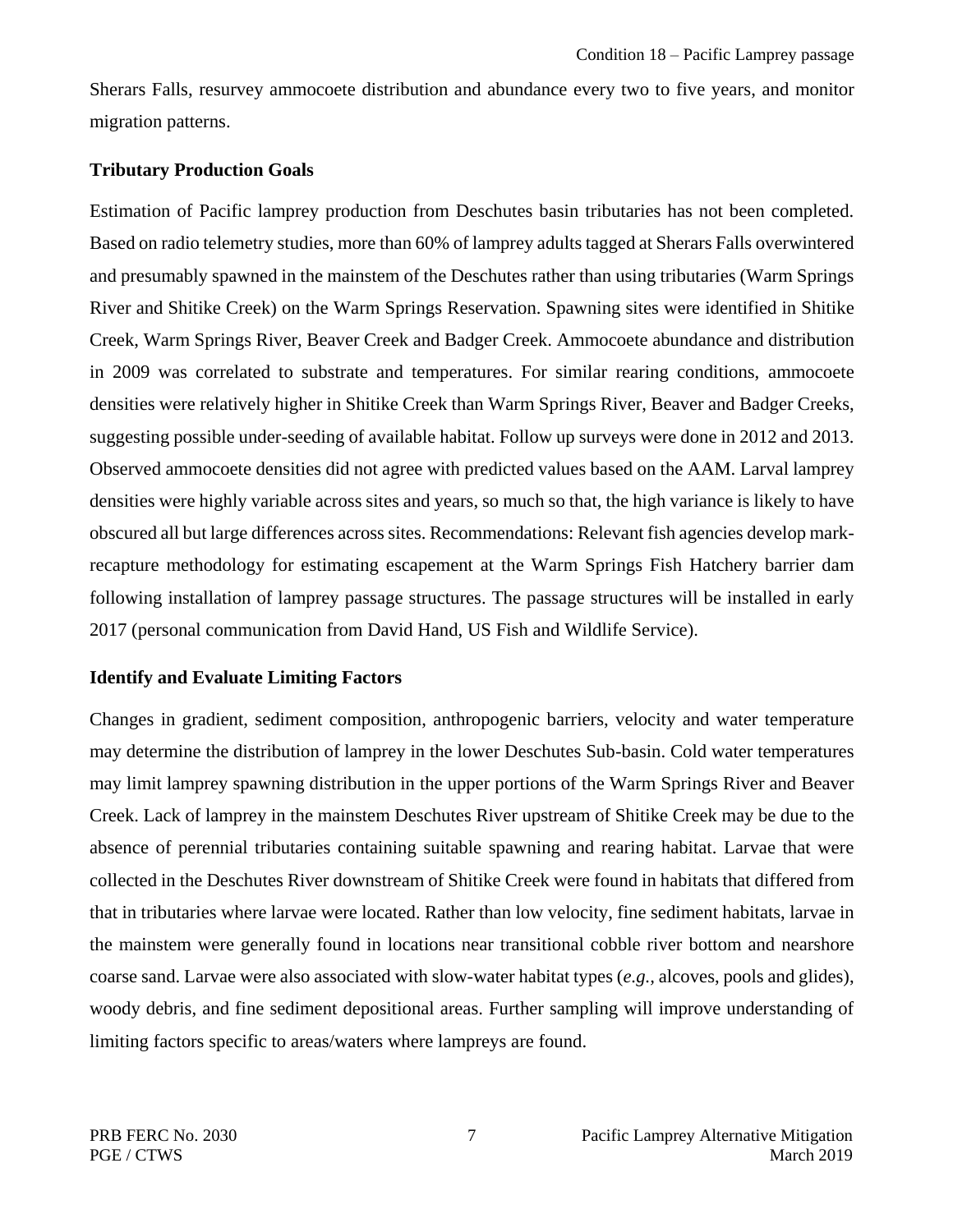Sherars Falls, resurvey ammocoete distribution and abundance every two to five years, and monitor migration patterns.

### Tributary Production Goals

Estimation of Pacific lamprey production from Deschutes basin tributaries has not been completed. Based on radio telemetry studies, more than 60% of lamprey adults tagged at Sherars Falls overwintered and presumably spawned in the mainstem of the Deschutes rather than using tributaries (Warm Springs River and Shitike Creek) on the Warm Springs Reservation. Spawning sites were identified in Shitike Creek, Warm Springs River, Beaver Creek and Badger Creek. Ammocoete abundance and distribution in 2009 was correlated to substrate and temperatures. For similar rearing conditions, ammocoete densities were relatively higher in Shitike Creek than Warm Springs River, Beaver and Badger Creeks, suggesting possible under-seeding of available habitat. Follow up surveys were done in 2012 and 2013. Observed ammocoete densities did not agree with predicted values based on the AAM. Larval lamprey densities were highly variable across sites and years, so much so that, the high variance is likely to have obscured all but large differences across sites. Recommendations: Relevant fish agencies develop mark-recapture methodology for estimating escapement at the Warm Springs Fish Hatchery barrier dam following installation of lamprey passage structures. The passage structures will be installed in early 2017 (personal communication from David Hand, US Fish and Wildlife Service).

### Identify and Evaluate Limiting Factors

Changes in gradient, sediment composition, anthropogenic barriers, velocity and water temperature may determine the distribution of lamprey in the lower Deschutes Sub-basin. Cold water temperatures may limit lamprey spawning distribution in the upper portions of the Warm Springs River and Beaver Creek. Lack of lamprey in the mainstem Deschutes River upstream of Shitike Creek may be due to the absence of perennial tributaries containing suitable spawning and rearing habitat. Larvae that were collected in the Deschutes River downstream of Shitike Creek were found in habitats that differed from that in tributaries where larvae were located. Rather than low velocity, fine sediment habitats, larvae in the mainstem were generally found in locations near transitional cobble river bottom and nearshore coarse sand. Larvae were also associated with slow-water habitat types (*e.g.*, alcoves, pools and glides), woody debris, and fine sediment depositional areas. Further sampling will improve understanding of limiting factors specific to areas/waters where lampreys are found.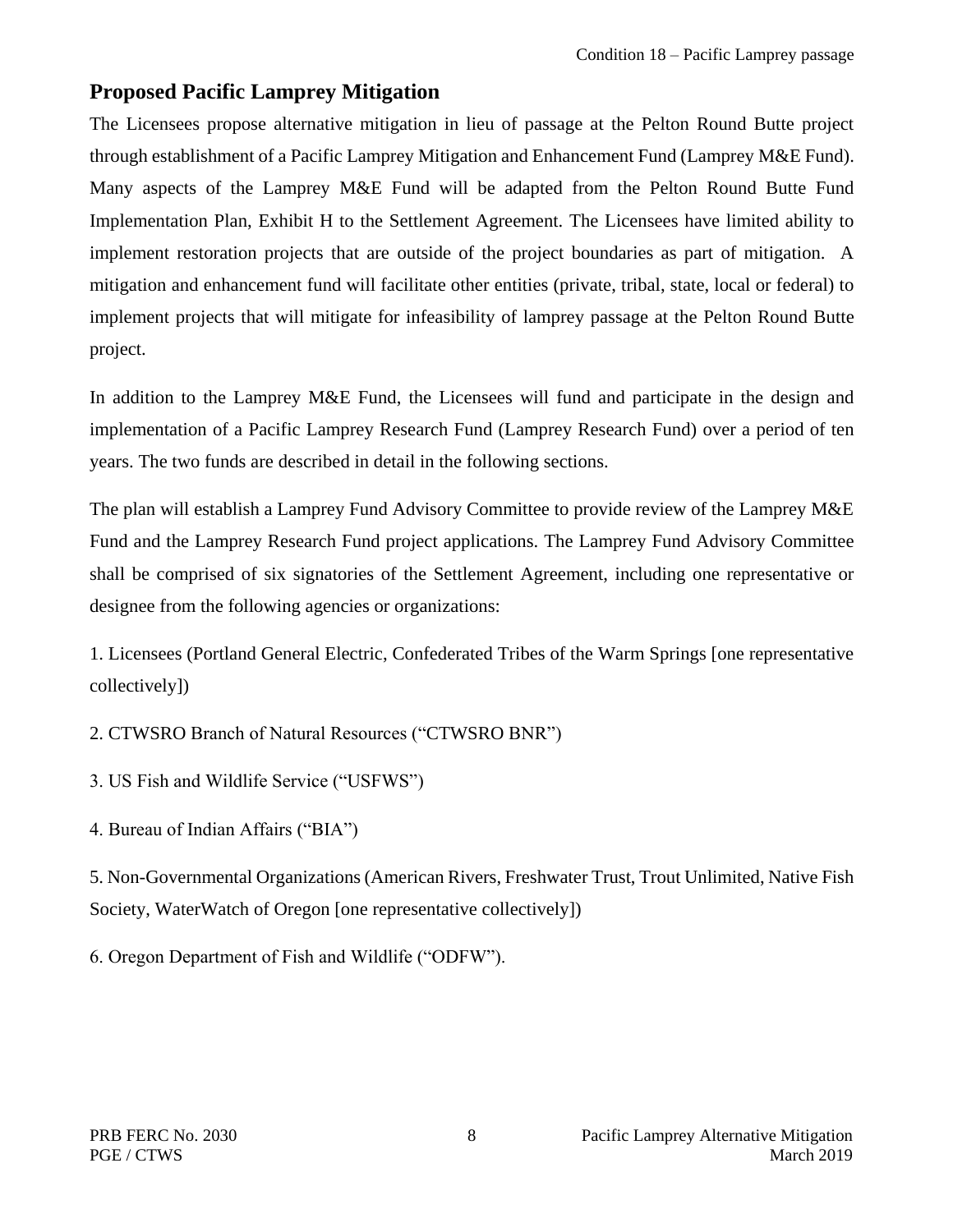## Proposed Pacific Lamprey Mitigation

The Licensees propose alternative mitigation in lieu of passage at the Pelton Round Butte project through establishment of a Pacific Lamprey Mitigation and Enhancement Fund (Lamprey M&E Fund). Many aspects of the Lamprey M&E Fund will be adapted from the Pelton Round Butte Fund Implementation Plan, Exhibit H to the Settlement Agreement. The Licensees have limited ability to implement restoration projects that are outside of the project boundaries as part of mitigation. A mitigation and enhancement fund will facilitate other entities (private, tribal, state, local or federal) to implement projects that will mitigate for infeasibility of lamprey passage at the Pelton Round Butte project.

In addition to the Lamprey M&E Fund, the Licensees will fund and participate in the design and implementation of a Pacific Lamprey Research Fund (Lamprey Research Fund) over a period of ten years. The two funds are described in detail in the following sections.

The plan will establish a Lamprey Fund Advisory Committee to provide review of the Lamprey M&E Fund and the Lamprey Research Fund project applications. The Lamprey Fund Advisory Committee shall be comprised of six signatories of the Settlement Agreement, including one representative or designee from the following agencies or organizations:

1. Licensees (Portland General Electric, Confederated Tribes of the Warm Springs [one representative collectively])

2. CTWSRO Branch of Natural Resources (“CTWSRO BNR”)

3. US Fish and Wildlife Service (“USFWS”)

4. Bureau of Indian Affairs (“BIA”)

5. Non-Governmental Organizations (American Rivers, Freshwater Trust, Trout Unlimited, Native Fish Society, WaterWatch of Oregon [one representative collectively])

6. Oregon Department of Fish and Wildlife (“ODFW”).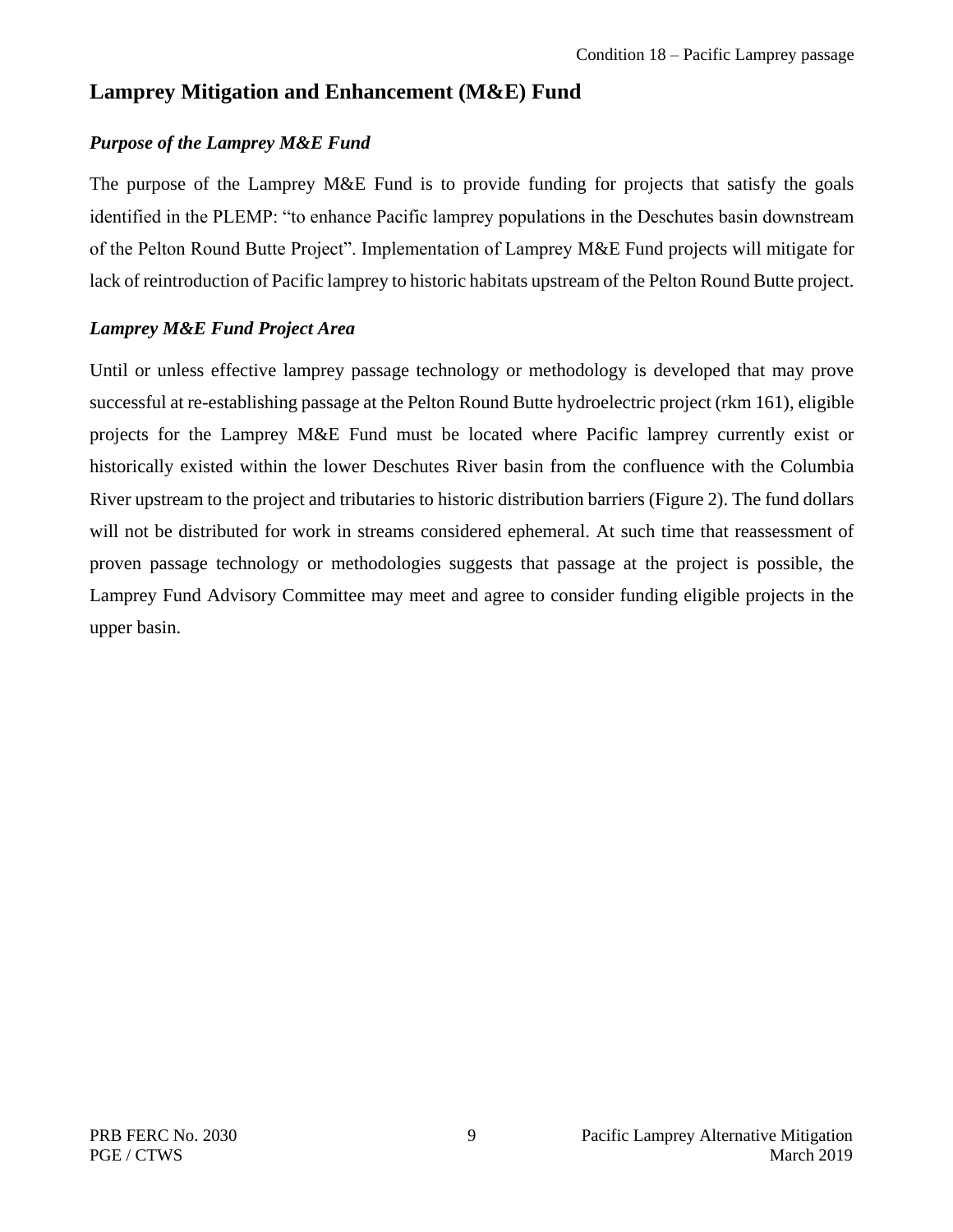## Lamprey Mitigation and Enhancement (M&E) Fund

### *Purpose of the Lamprey M&E Fund*

The purpose of the Lamprey M&E Fund is to provide funding for projects that satisfy the goals identified in the PLEMP: "to enhance Pacific lamprey populations in the Deschutes basin downstream of the Pelton Round Butte Project". Implementation of Lamprey M&E Fund projects will mitigate for lack of reintroduction of Pacific lamprey to historic habitats upstream of the Pelton Round Butte project.

### *Lamprey M&E Fund Project Area*

Until or unless effective lamprey passage technology or methodology is developed that may prove successful at re-establishing passage at the Pelton Round Butte hydroelectric project (rkm 161), eligible projects for the Lamprey M&E Fund must be located where Pacific lamprey currently exist or historically existed within the lower Deschutes River basin from the confluence with the Columbia River upstream to the project and tributaries to historic distribution barriers (Figure 2). The fund dollars will not be distributed for work in streams considered ephemeral. At such time that reassessment of proven passage technology or methodologies suggests that passage at the project is possible, the Lamprey Fund Advisory Committee may meet and agree to consider funding eligible projects in the upper basin.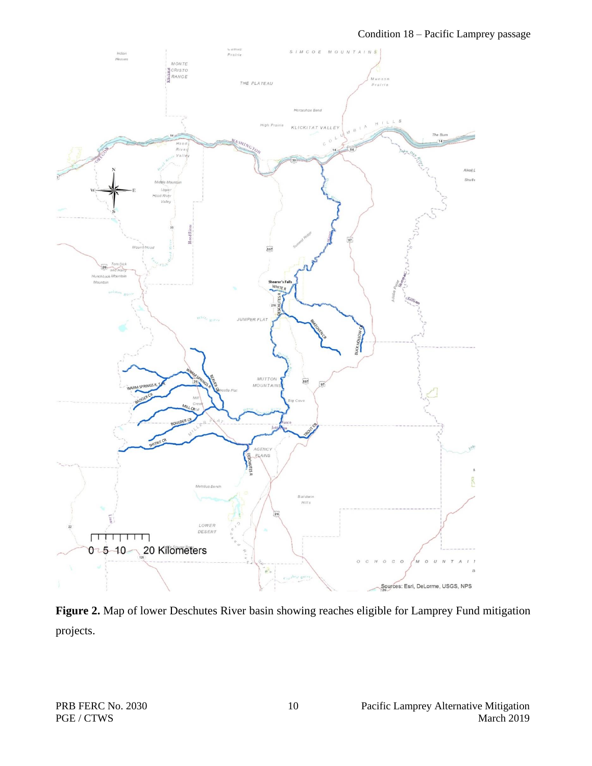**Figure 2.** Map of lower Deschutes River basin showing reaches eligible for Lamprey Fund mitigation projects.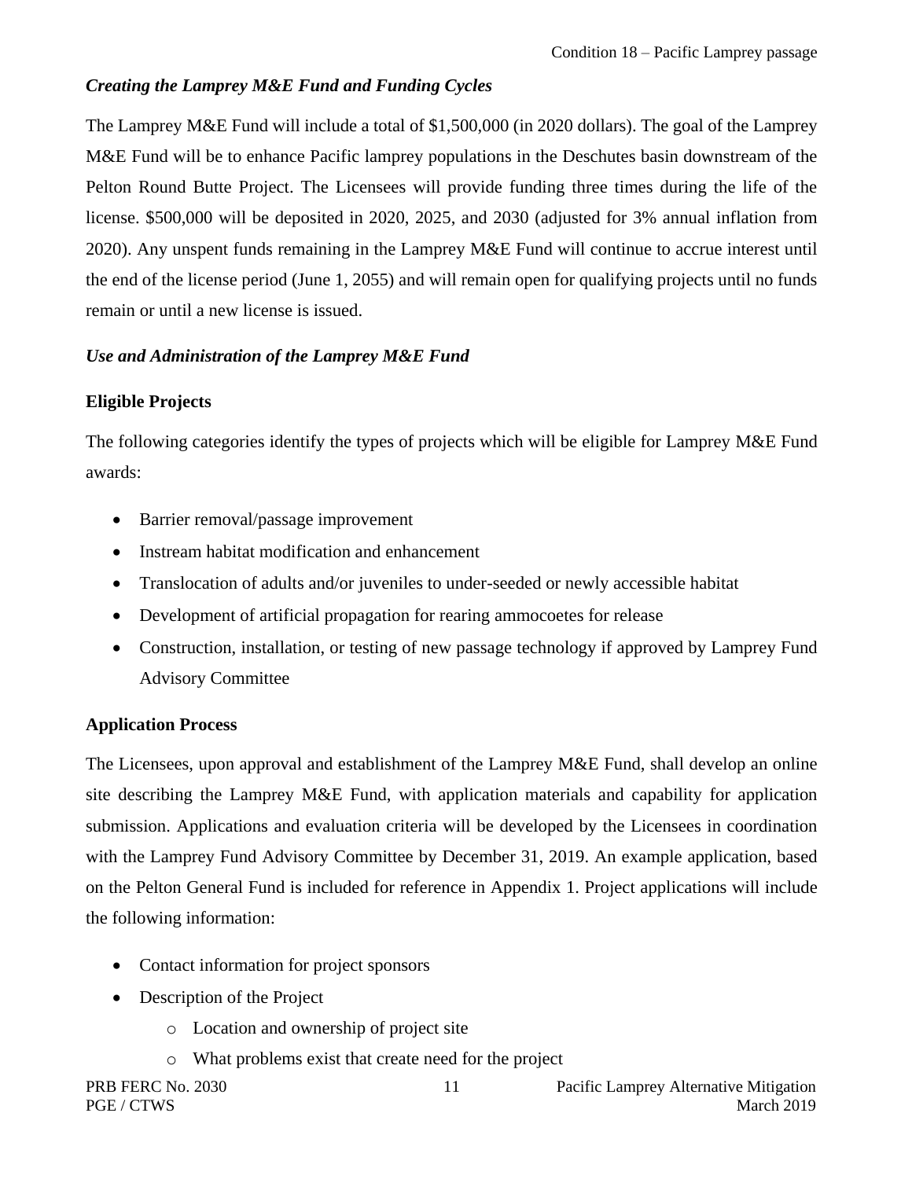### *Creating the Lamprey M&E Fund and Funding Cycles*

The Lamprey M&E Fund will include a total of $1,500,000 (in 2020 dollars). The goal of the Lamprey M&E Fund will be to enhance Pacific lamprey populations in the Deschutes basin downstream of the Pelton Round Butte Project. The Licensees will provide funding three times during the life of the license. $500,000 will be deposited in 2020, 2025, and 2030 (adjusted for 3% annual inflation from 2020). Any unspent funds remaining in the Lamprey M&E Fund will continue to accrue interest until the end of the license period (June 1, 2055) and will remain open for qualifying projects until no funds remain or until a new license is issued.

### *Use and Administration of the Lamprey M&E Fund*

#### Eligible Projects

The following categories identify the types of projects which will be eligible for Lamprey M&E Fund awards:

- Barrier removal/passage improvement
- Instream habitat modification and enhancement
- Translocation of adults and/or juveniles to under-seeded or newly accessible habitat
- Development of artificial propagation for rearing ammocoetes for release
- Construction, installation, or testing of new passage technology if approved by Lamprey Fund Advisory Committee

#### Application Process

The Licensees, upon approval and establishment of the Lamprey M&E Fund, shall develop an online site describing the Lamprey M&E Fund, with application materials and capability for application submission. Applications and evaluation criteria will be developed by the Licensees in coordination with the Lamprey Fund Advisory Committee by December 31, 2019. An example application, based on the Pelton General Fund is included for reference in Appendix 1. Project applications will include the following information:

- Contact information for project sponsors
- Description of the Project
  - Location and ownership of project site
  - What problems exist that create need for the project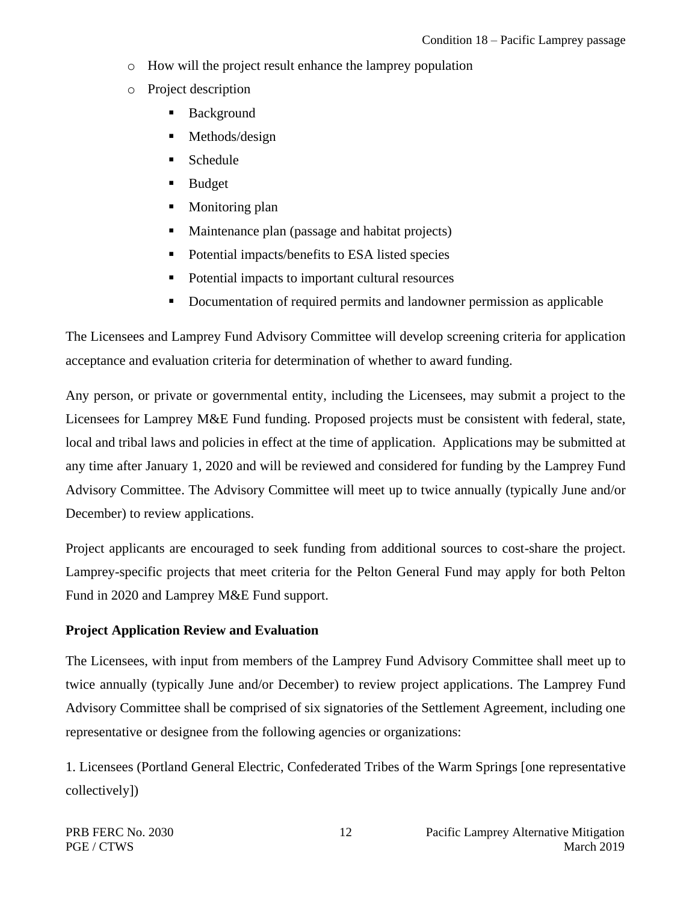- How will the project result enhance the lamprey population
- Project description
    - Background
    - Methods/design
    - Schedule
    - Budget
    - Monitoring plan
    - Maintenance plan (passage and habitat projects)
    - Potential impacts/benefits to ESA listed species
    - Potential impacts to important cultural resources
    - Documentation of required permits and landowner permission as applicable

The Licensees and Lamprey Fund Advisory Committee will develop screening criteria for application acceptance and evaluation criteria for determination of whether to award funding.

Any person, or private or governmental entity, including the Licensees, may submit a project to the Licensees for Lamprey M&E Fund funding. Proposed projects must be consistent with federal, state, local and tribal laws and policies in effect at the time of application. Applications may be submitted at any time after January 1, 2020 and will be reviewed and considered for funding by the Lamprey Fund Advisory Committee. The Advisory Committee will meet up to twice annually (typically June and/or December) to review applications.

Project applicants are encouraged to seek funding from additional sources to cost-share the project. Lamprey-specific projects that meet criteria for the Pelton General Fund may apply for both Pelton Fund in 2020 and Lamprey M&E Fund support.

**Project Application Review and Evaluation**

The Licensees, with input from members of the Lamprey Fund Advisory Committee shall meet up to twice annually (typically June and/or December) to review project applications. The Lamprey Fund Advisory Committee shall be comprised of six signatories of the Settlement Agreement, including one representative or designee from the following agencies or organizations:

1. Licensees (Portland General Electric, Confederated Tribes of the Warm Springs [one representative collectively])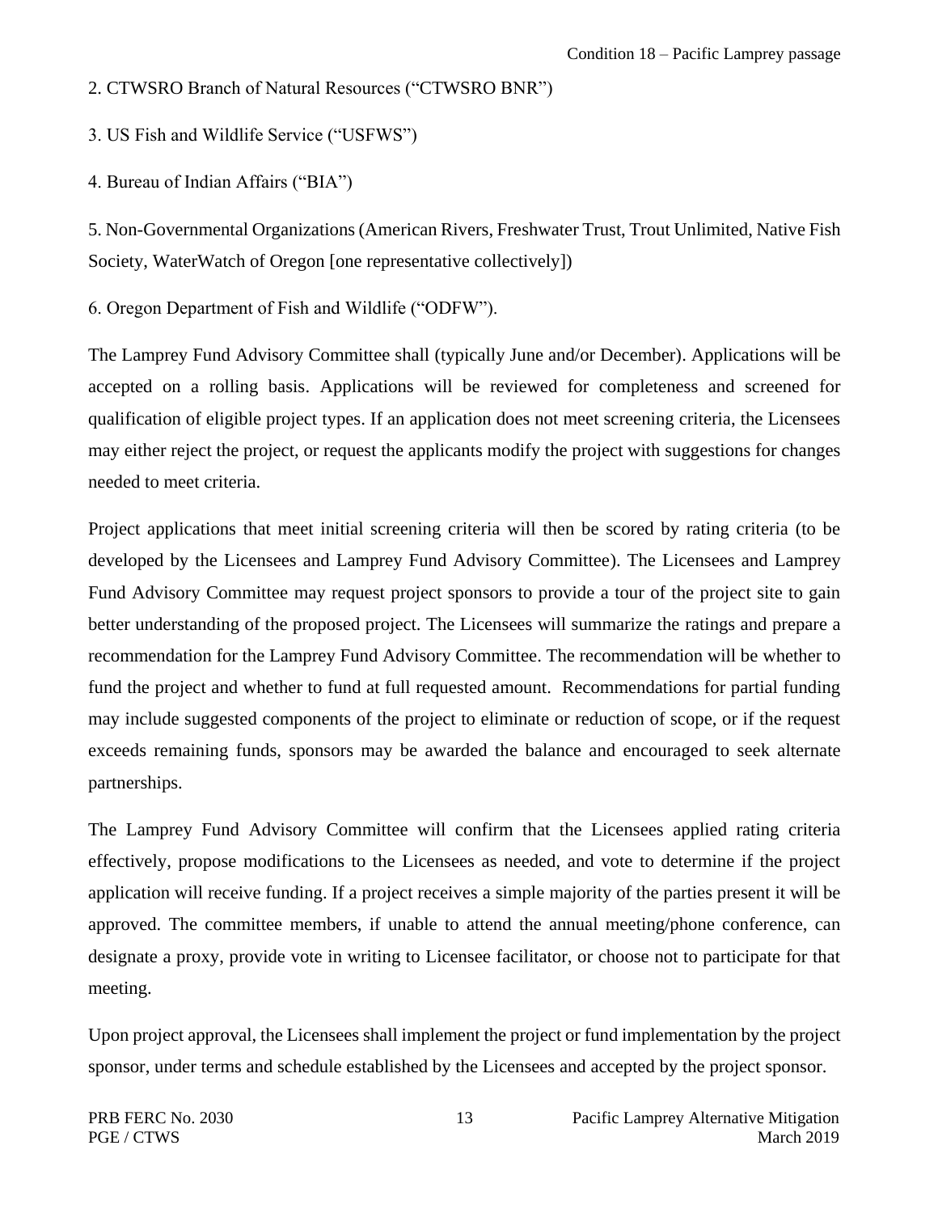2. CTWSRO Branch of Natural Resources ("CTWSRO BNR")

3. US Fish and Wildlife Service ("USFWS")

4. Bureau of Indian Affairs ("BIA")

5. Non-Governmental Organizations (American Rivers, Freshwater Trust, Trout Unlimited, Native Fish Society, WaterWatch of Oregon [one representative collectively])

6. Oregon Department of Fish and Wildlife ("ODFW").

The Lamprey Fund Advisory Committee shall (typically June and/or December). Applications will be accepted on a rolling basis. Applications will be reviewed for completeness and screened for qualification of eligible project types. If an application does not meet screening criteria, the Licensees may either reject the project, or request the applicants modify the project with suggestions for changes needed to meet criteria.

Project applications that meet initial screening criteria will then be scored by rating criteria (to be developed by the Licensees and Lamprey Fund Advisory Committee). The Licensees and Lamprey Fund Advisory Committee may request project sponsors to provide a tour of the project site to gain better understanding of the proposed project. The Licensees will summarize the ratings and prepare a recommendation for the Lamprey Fund Advisory Committee. The recommendation will be whether to fund the project and whether to fund at full requested amount. Recommendations for partial funding may include suggested components of the project to eliminate or reduction of scope, or if the request exceeds remaining funds, sponsors may be awarded the balance and encouraged to seek alternate partnerships.

The Lamprey Fund Advisory Committee will confirm that the Licensees applied rating criteria effectively, propose modifications to the Licensees as needed, and vote to determine if the project application will receive funding. If a project receives a simple majority of the parties present it will be approved. The committee members, if unable to attend the annual meeting/phone conference, can designate a proxy, provide vote in writing to Licensee facilitator, or choose not to participate for that meeting.

Upon project approval, the Licensees shall implement the project or fund implementation by the project sponsor, under terms and schedule established by the Licensees and accepted by the project sponsor.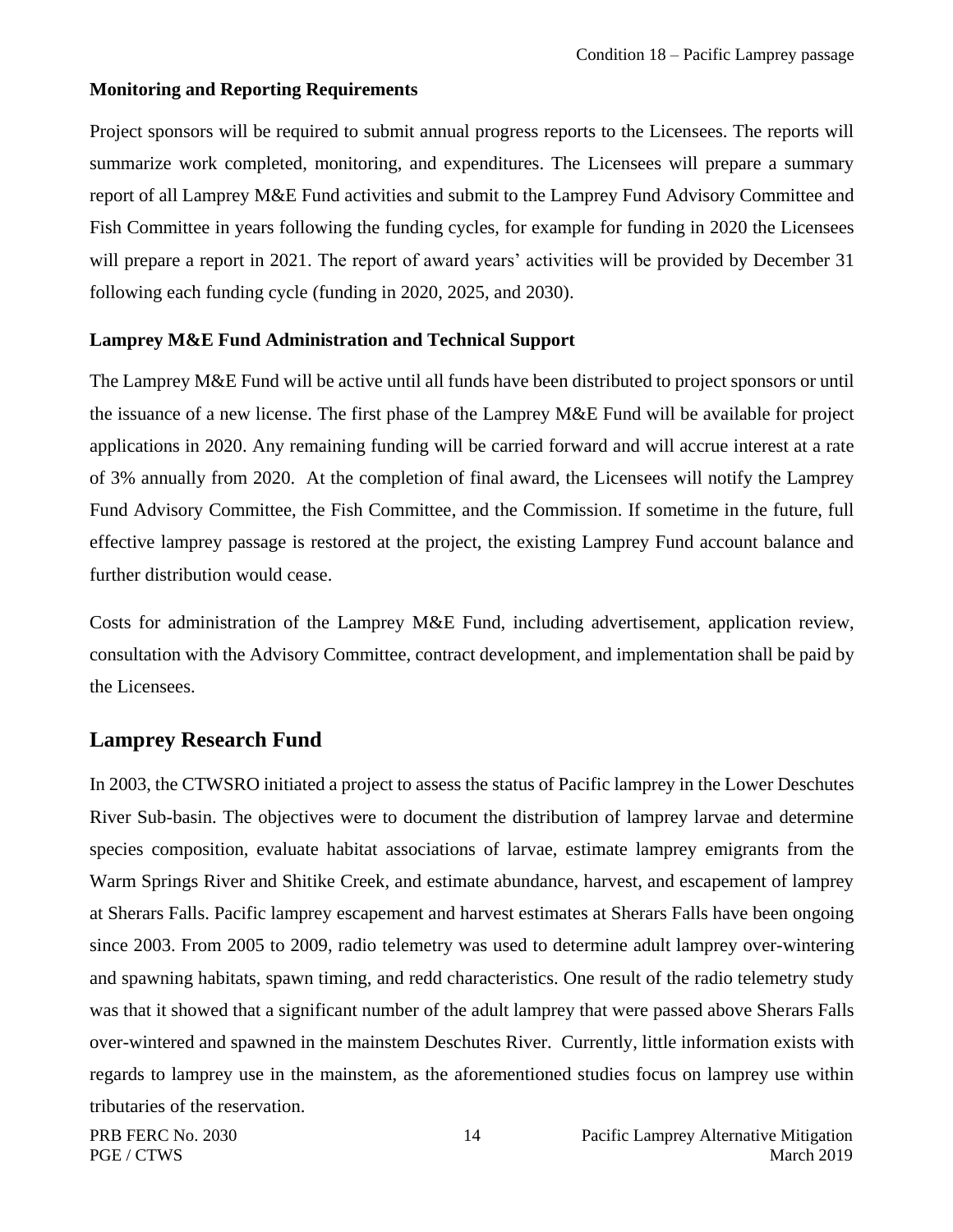### Monitoring and Reporting Requirements

Project sponsors will be required to submit annual progress reports to the Licensees. The reports will summarize work completed, monitoring, and expenditures. The Licensees will prepare a summary report of all Lamprey M&E Fund activities and submit to the Lamprey Fund Advisory Committee and Fish Committee in years following the funding cycles, for example for funding in 2020 the Licensees will prepare a report in 2021. The report of award years' activities will be provided by December 31 following each funding cycle (funding in 2020, 2025, and 2030).

### Lamprey M&E Fund Administration and Technical Support

The Lamprey M&E Fund will be active until all funds have been distributed to project sponsors or until the issuance of a new license. The first phase of the Lamprey M&E Fund will be available for project applications in 2020. Any remaining funding will be carried forward and will accrue interest at a rate of 3% annually from 2020. At the completion of final award, the Licensees will notify the Lamprey Fund Advisory Committee, the Fish Committee, and the Commission. If sometime in the future, full effective lamprey passage is restored at the project, the existing Lamprey Fund account balance and further distribution would cease.

Costs for administration of the Lamprey M&E Fund, including advertisement, application review, consultation with the Advisory Committee, contract development, and implementation shall be paid by the Licensees.

## Lamprey Research Fund

In 2003, the CTWSRO initiated a project to assess the status of Pacific lamprey in the Lower Deschutes River Sub-basin. The objectives were to document the distribution of lamprey larvae and determine species composition, evaluate habitat associations of larvae, estimate lamprey emigrants from the Warm Springs River and Shitike Creek, and estimate abundance, harvest, and escapement of lamprey at Sherars Falls. Pacific lamprey escapement and harvest estimates at Sherars Falls have been ongoing since 2003. From 2005 to 2009, radio telemetry was used to determine adult lamprey over-wintering and spawning habitats, spawn timing, and redd characteristics. One result of the radio telemetry study was that it showed that a significant number of the adult lamprey that were passed above Sherars Falls over-wintered and spawned in the mainstem Deschutes River. Currently, little information exists with regards to lamprey use in the mainstem, as the aforementioned studies focus on lamprey use within tributaries of the reservation.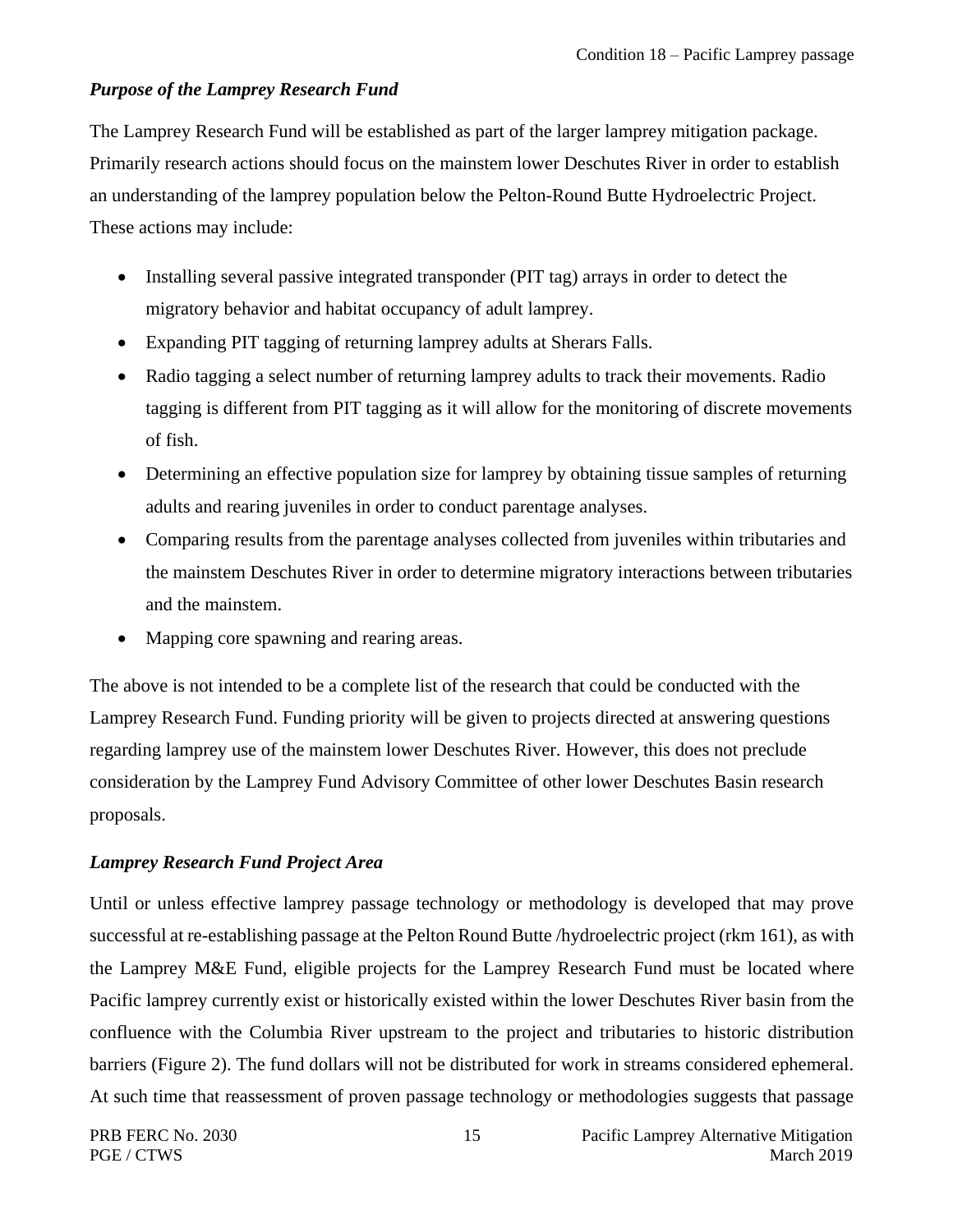***Purpose of the Lamprey Research Fund***

The Lamprey Research Fund will be established as part of the larger lamprey mitigation package. Primarily research actions should focus on the mainstem lower Deschutes River in order to establish an understanding of the lamprey population below the Pelton-Round Butte Hydroelectric Project. These actions may include:

- Installing several passive integrated transponder (PIT tag) arrays in order to detect the migratory behavior and habitat occupancy of adult lamprey.
- Expanding PIT tagging of returning lamprey adults at Sherars Falls.
- Radio tagging a select number of returning lamprey adults to track their movements. Radio tagging is different from PIT tagging as it will allow for the monitoring of discrete movements of fish.
- Determining an effective population size for lamprey by obtaining tissue samples of returning adults and rearing juveniles in order to conduct parentage analyses.
- Comparing results from the parentage analyses collected from juveniles within tributaries and the mainstem Deschutes River in order to determine migratory interactions between tributaries and the mainstem.
- Mapping core spawning and rearing areas.

The above is not intended to be a complete list of the research that could be conducted with the Lamprey Research Fund. Funding priority will be given to projects directed at answering questions regarding lamprey use of the mainstem lower Deschutes River. However, this does not preclude consideration by the Lamprey Fund Advisory Committee of other lower Deschutes Basin research proposals.

***Lamprey Research Fund Project Area***

Until or unless effective lamprey passage technology or methodology is developed that may prove successful at re-establishing passage at the Pelton Round Butte /hydroelectric project (rkm 161), as with the Lamprey M&E Fund, eligible projects for the Lamprey Research Fund must be located where Pacific lamprey currently exist or historically existed within the lower Deschutes River basin from the confluence with the Columbia River upstream to the project and tributaries to historic distribution barriers (Figure 2). The fund dollars will not be distributed for work in streams considered ephemeral. At such time that reassessment of proven passage technology or methodologies suggests that passage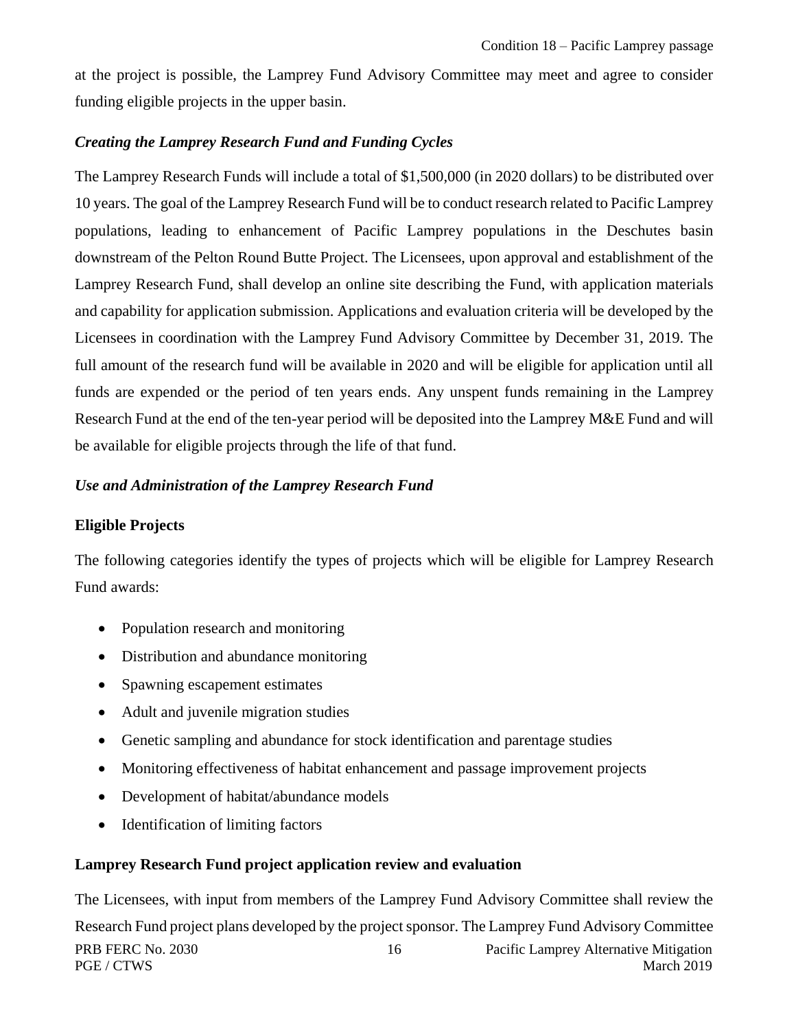at the project is possible, the Lamprey Fund Advisory Committee may meet and agree to consider funding eligible projects in the upper basin.

### *Creating the Lamprey Research Fund and Funding Cycles*

The Lamprey Research Funds will include a total of $1,500,000 (in 2020 dollars) to be distributed over 10 years. The goal of the Lamprey Research Fund will be to conduct research related to Pacific Lamprey populations, leading to enhancement of Pacific Lamprey populations in the Deschutes basin downstream of the Pelton Round Butte Project. The Licensees, upon approval and establishment of the Lamprey Research Fund, shall develop an online site describing the Fund, with application materials and capability for application submission. Applications and evaluation criteria will be developed by the Licensees in coordination with the Lamprey Fund Advisory Committee by December 31, 2019. The full amount of the research fund will be available in 2020 and will be eligible for application until all funds are expended or the period of ten years ends. Any unspent funds remaining in the Lamprey Research Fund at the end of the ten-year period will be deposited into the Lamprey M&E Fund and will be available for eligible projects through the life of that fund.

### *Use and Administration of the Lamprey Research Fund*

#### **Eligible Projects**

The following categories identify the types of projects which will be eligible for Lamprey Research Fund awards:

- Population research and monitoring
- Distribution and abundance monitoring
- Spawning escapement estimates
- Adult and juvenile migration studies
- Genetic sampling and abundance for stock identification and parentage studies
- Monitoring effectiveness of habitat enhancement and passage improvement projects
- Development of habitat/abundance models
- Identification of limiting factors

#### **Lamprey Research Fund project application review and evaluation**

The Licensees, with input from members of the Lamprey Fund Advisory Committee shall review the Research Fund project plans developed by the project sponsor. The Lamprey Fund Advisory Committee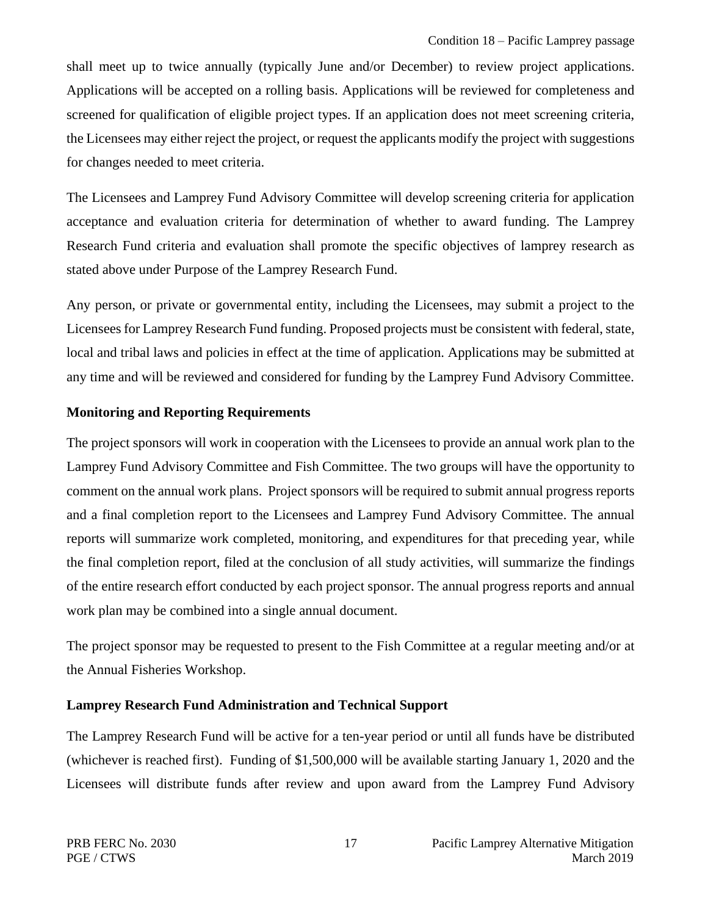shall meet up to twice annually (typically June and/or December) to review project applications. Applications will be accepted on a rolling basis. Applications will be reviewed for completeness and screened for qualification of eligible project types. If an application does not meet screening criteria, the Licensees may either reject the project, or request the applicants modify the project with suggestions for changes needed to meet criteria.

The Licensees and Lamprey Fund Advisory Committee will develop screening criteria for application acceptance and evaluation criteria for determination of whether to award funding. The Lamprey Research Fund criteria and evaluation shall promote the specific objectives of lamprey research as stated above under Purpose of the Lamprey Research Fund.

Any person, or private or governmental entity, including the Licensees, may submit a project to the Licensees for Lamprey Research Fund funding. Proposed projects must be consistent with federal, state, local and tribal laws and policies in effect at the time of application. Applications may be submitted at any time and will be reviewed and considered for funding by the Lamprey Fund Advisory Committee.

### Monitoring and Reporting Requirements

The project sponsors will work in cooperation with the Licensees to provide an annual work plan to the Lamprey Fund Advisory Committee and Fish Committee. The two groups will have the opportunity to comment on the annual work plans. Project sponsors will be required to submit annual progress reports and a final completion report to the Licensees and Lamprey Fund Advisory Committee. The annual reports will summarize work completed, monitoring, and expenditures for that preceding year, while the final completion report, filed at the conclusion of all study activities, will summarize the findings of the entire research effort conducted by each project sponsor. The annual progress reports and annual work plan may be combined into a single annual document.

The project sponsor may be requested to present to the Fish Committee at a regular meeting and/or at the Annual Fisheries Workshop.

### Lamprey Research Fund Administration and Technical Support

The Lamprey Research Fund will be active for a ten-year period or until all funds have be distributed (whichever is reached first). Funding of $1,500,000 will be available starting January 1, 2020 and the Licensees will distribute funds after review and upon award from the Lamprey Fund Advisory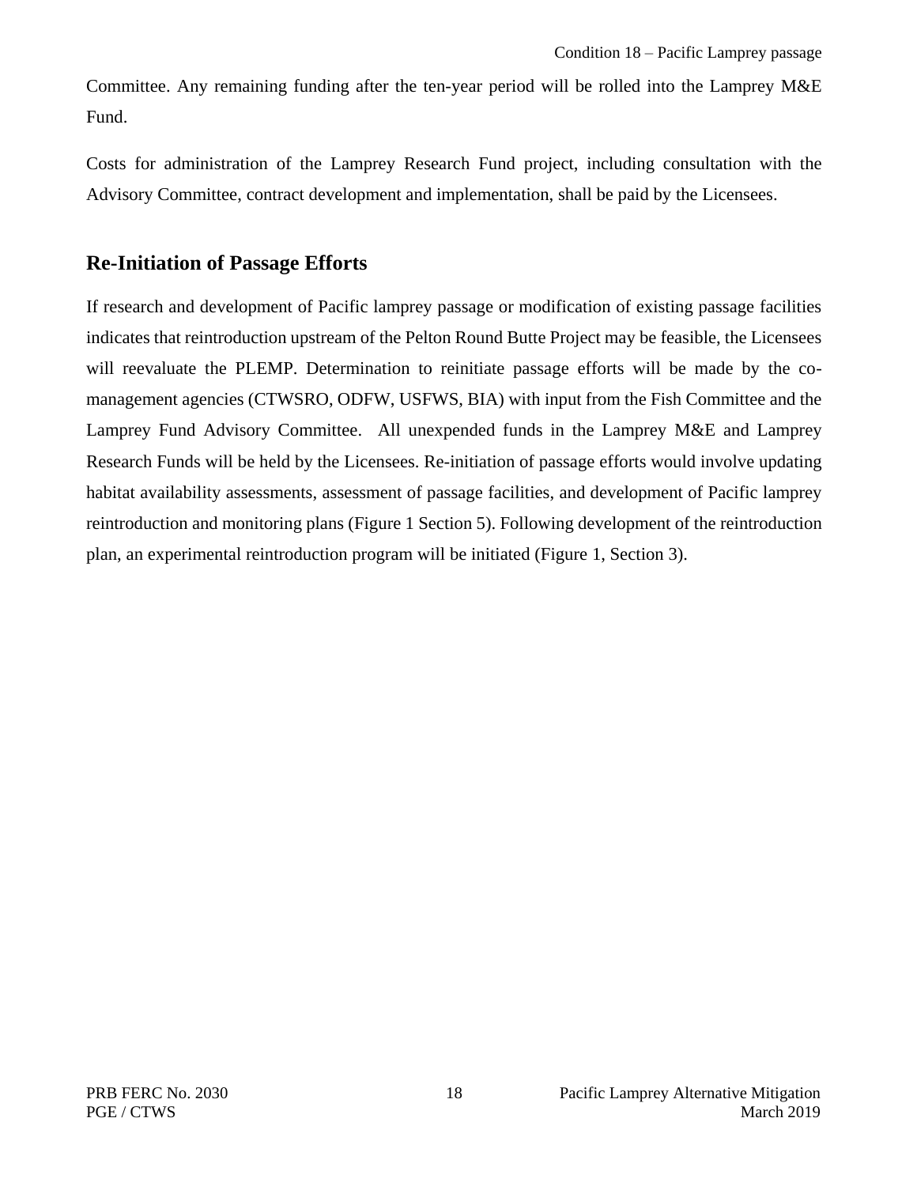Committee. Any remaining funding after the ten-year period will be rolled into the Lamprey M&E Fund.

Costs for administration of the Lamprey Research Fund project, including consultation with the Advisory Committee, contract development and implementation, shall be paid by the Licensees.

## Re-Initiation of Passage Efforts

If research and development of Pacific lamprey passage or modification of existing passage facilities indicates that reintroduction upstream of the Pelton Round Butte Project may be feasible, the Licensees will reevaluate the PLEMP. Determination to reinitiate passage efforts will be made by the co-management agencies (CTWSRO, ODFW, USFWS, BIA) with input from the Fish Committee and the Lamprey Fund Advisory Committee. All unexpended funds in the Lamprey M&E and Lamprey Research Funds will be held by the Licensees. Re-initiation of passage efforts would involve updating habitat availability assessments, assessment of passage facilities, and development of Pacific lamprey reintroduction and monitoring plans (Figure 1 Section 5). Following development of the reintroduction plan, an experimental reintroduction program will be initiated (Figure 1, Section 3).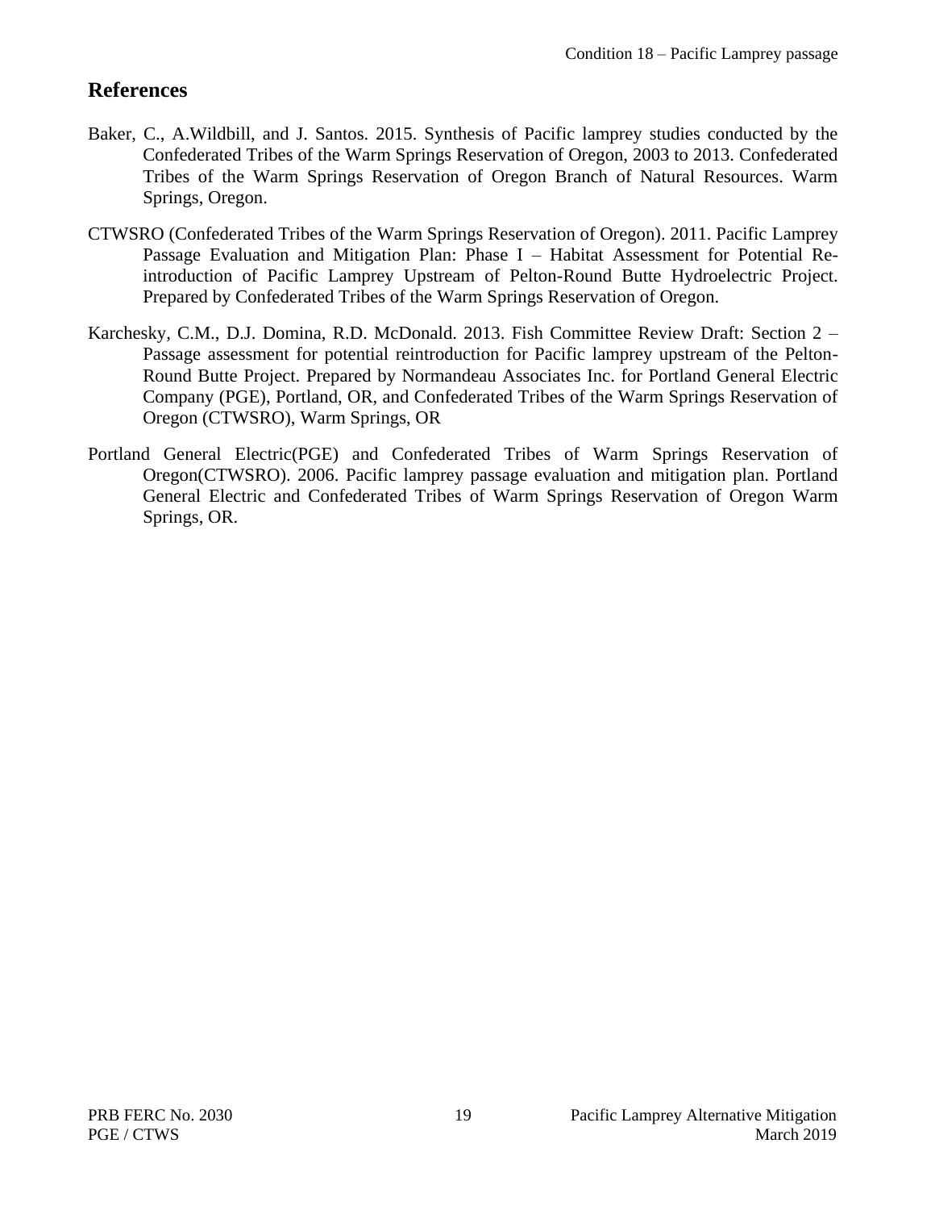## References

Baker, C., A.Wildbill, and J. Santos. 2015. Synthesis of Pacific lamprey studies conducted by the Confederated Tribes of the Warm Springs Reservation of Oregon, 2003 to 2013. Confederated Tribes of the Warm Springs Reservation of Oregon Branch of Natural Resources. Warm Springs, Oregon.

CTWSRO (Confederated Tribes of the Warm Springs Reservation of Oregon). 2011. Pacific Lamprey Passage Evaluation and Mitigation Plan: Phase I – Habitat Assessment for Potential Re-introduction of Pacific Lamprey Upstream of Pelton-Round Butte Hydroelectric Project. Prepared by Confederated Tribes of the Warm Springs Reservation of Oregon.

Karchesky, C.M., D.J. Domina, R.D. McDonald. 2013. Fish Committee Review Draft: Section 2 – Passage assessment for potential reintroduction for Pacific lamprey upstream of the Pelton-Round Butte Project. Prepared by Normandeau Associates Inc. for Portland General Electric Company (PGE), Portland, OR, and Confederated Tribes of the Warm Springs Reservation of Oregon (CTWSRO), Warm Springs, OR

Portland General Electric(PGE) and Confederated Tribes of Warm Springs Reservation of Oregon(CTWSRO). 2006. Pacific lamprey passage evaluation and mitigation plan. Portland General Electric and Confederated Tribes of Warm Springs Reservation of Oregon Warm Springs, OR.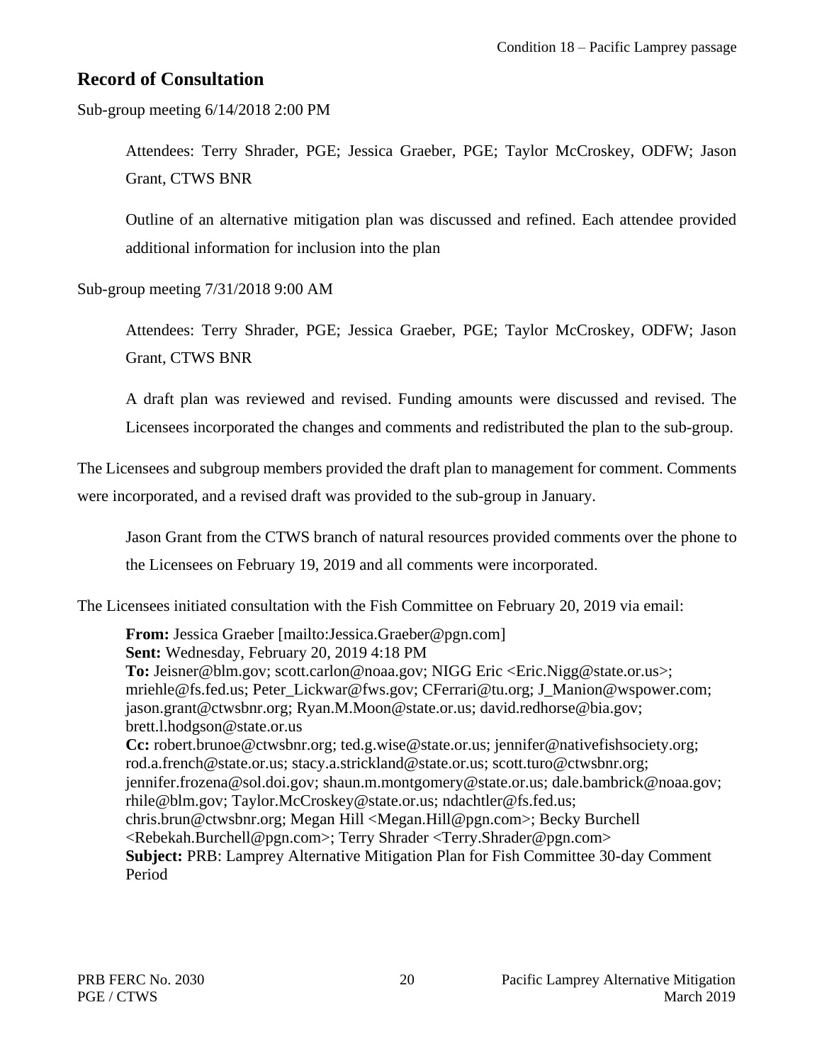## Record of Consultation

Sub-group meeting 6/14/2018 2:00 PM

> Attendees: Terry Shrader, PGE; Jessica Graeber, PGE; Taylor McCroskey, ODFW; Jason Grant, CTWS BNR
>
> Outline of an alternative mitigation plan was discussed and refined. Each attendee provided additional information for inclusion into the plan

Sub-group meeting 7/31/2018 9:00 AM

> Attendees: Terry Shrader, PGE; Jessica Graeber, PGE; Taylor McCroskey, ODFW; Jason Grant, CTWS BNR
>
> A draft plan was reviewed and revised. Funding amounts were discussed and revised. The Licensees incorporated the changes and comments and redistributed the plan to the sub-group.

The Licensees and subgroup members provided the draft plan to management for comment. Comments were incorporated, and a revised draft was provided to the sub-group in January.

> Jason Grant from the CTWS branch of natural resources provided comments over the phone to the Licensees on February 19, 2019 and all comments were incorporated.

The Licensees initiated consultation with the Fish Committee on February 20, 2019 via email:

> **From:** Jessica Graeber [mailto:Jessica.Graeber@pgn.com]
> **Sent:** Wednesday, February 20, 2019 4:18 PM
> **To:** Jeisner@blm.gov; scott.carlon@noaa.gov; NIGG Eric <Eric.Nigg@state.or.us>; mriehle@fs.fed.us; Peter_Lickwar@fws.gov; CFerrari@tu.org; J_Manion@wspower.com; jason.grant@ctwsbnr.org; Ryan.M.Moon@state.or.us; david.redhorse@bia.gov; brett.l.hodgson@state.or.us
> **Cc:** robert.brunoe@ctwsbnr.org; ted.g.wise@state.or.us; jennifer@nativefishsociety.org; rod.a.french@state.or.us; stacy.a.strickland@state.or.us; scott.turo@ctwsbnr.org; jennifer.frozena@sol.doi.gov; shaun.m.montgomery@state.or.us; dale.bambrick@noaa.gov; rhile@blm.gov; Taylor.McCroskey@state.or.us; ndachtler@fs.fed.us; chris.brun@ctwsbnr.org; Megan Hill <Megan.Hill@pgn.com>; Becky Burchell <Rebekah.Burchell@pgn.com>; Terry Shrader <Terry.Shrader@pgn.com>
> **Subject:** PRB: Lamprey Alternative Mitigation Plan for Fish Committee 30-day Comment Period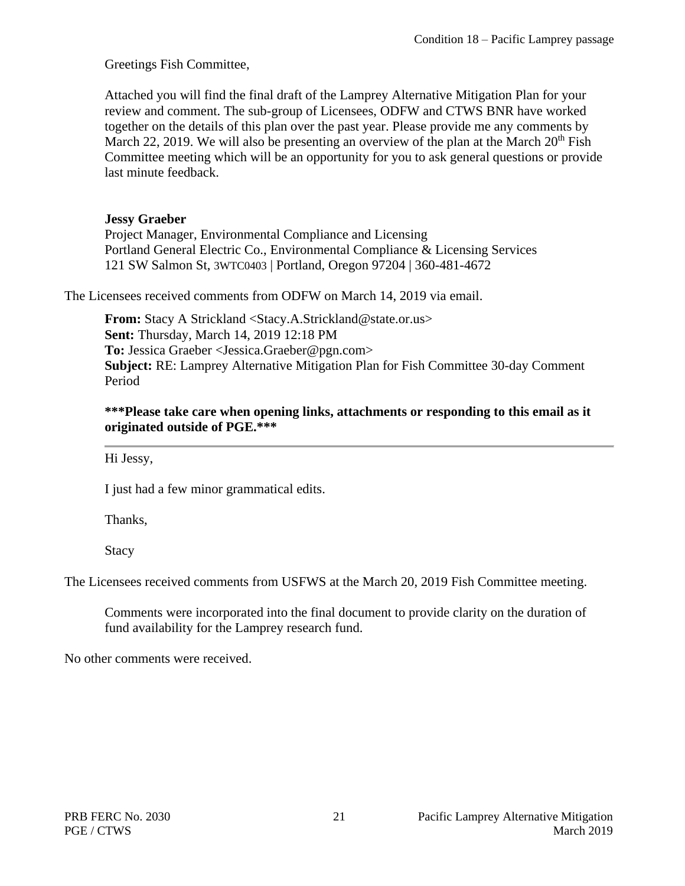Greetings Fish Committee,

Attached you will find the final draft of the Lamprey Alternative Mitigation Plan for your review and comment. The sub-group of Licensees, ODFW and CTWS BNR have worked together on the details of this plan over the past year. Please provide me any comments by March 22, 2019. We will also be presenting an overview of the plan at the March 20th Fish Committee meeting which will be an opportunity for you to ask general questions or provide last minute feedback.

**Jessy Graeber**
Project Manager, Environmental Compliance and Licensing
Portland General Electric Co., Environmental Compliance & Licensing Services
121 SW Salmon St, 3WTC0403 | Portland, Oregon 97204 | 360-481-4672

The Licensees received comments from ODFW on March 14, 2019 via email.

**From:** Stacy A Strickland <Stacy.A.Strickland@state.or.us>
**Sent:** Thursday, March 14, 2019 12:18 PM
**To:** Jessica Graeber <Jessica.Graeber@pgn.com>
**Subject:** RE: Lamprey Alternative Mitigation Plan for Fish Committee 30-day Comment Period

**\*\*\*Please take care when opening links, attachments or responding to this email as it originated outside of PGE.\*\*\***

---

Hi Jessy,

I just had a few minor grammatical edits.

Thanks,

Stacy

The Licensees received comments from USFWS at the March 20, 2019 Fish Committee meeting.

Comments were incorporated into the final document to provide clarity on the duration of fund availability for the Lamprey research fund.

No other comments were received.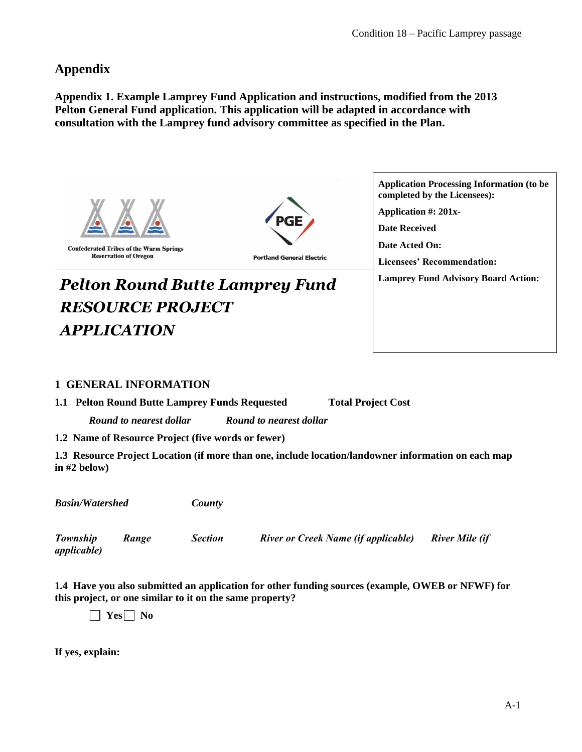# Appendix

**Appendix 1. Example Lamprey Fund Application and instructions, modified from the 2013 Pelton General Fund application. This application will be adapted in accordance with consultation with the Lamprey fund advisory committee as specified in the Plan.**

Confederated Tribes of the Warm Springs Reservation of Oregon

PGE Portland General Electric

**Application Processing Information (to be completed by the Licensees):**

**Application #: 201x-**

**Date Received**

**Date Acted On:**

**Licensees' Recommendation:**

**Lamprey Fund Advisory Board Action:**

***Pelton Round Butte Lamprey Fund RESOURCE PROJECT APPLICATION***

## 1 GENERAL INFORMATION

**1.1 Pelton Round Butte Lamprey Funds Requested** **Total Project Cost**

***Round to nearest dollar*** ***Round to nearest dollar***

**1.2 Name of Resource Project (five words or fewer)**

**1.3 Resource Project Location (if more than one, include location/landowner information on each map in #2 below)**

***Basin/Watershed*** ***County***

***Township*** ***Range*** ***Section*** ***River or Creek Name (if applicable)*** ***River Mile (if applicable)***

**1.4 Have you also submitted an application for other funding sources (example, OWEB or NFWF) for this project, or one similar to it on the same property?**

☐ **Yes** ☐ **No**

**If yes, explain:**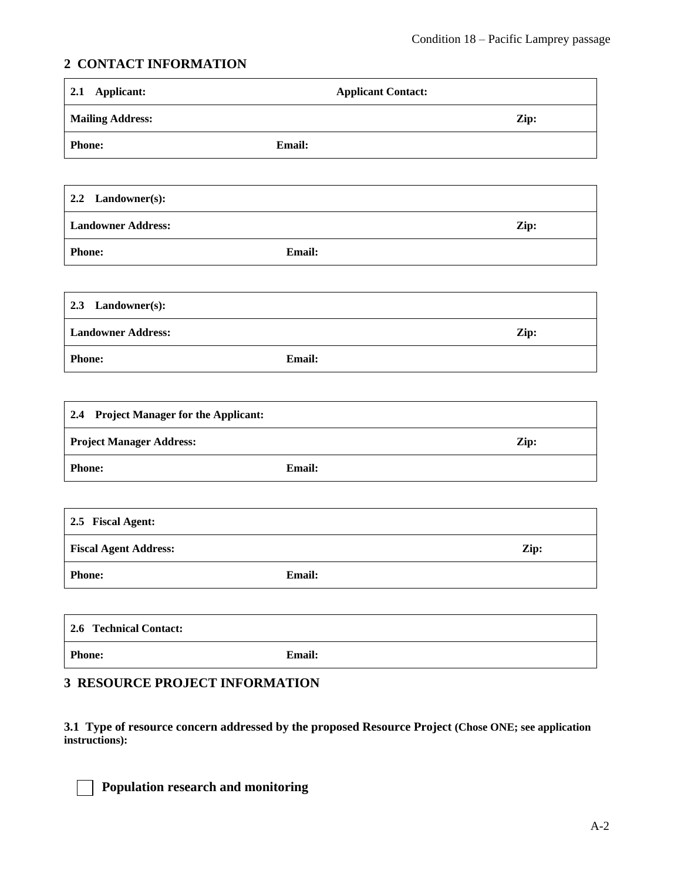## 2 CONTACT INFORMATION

| **2.1 Applicant:** | **Applicant Contact:** | |
|---|---|---|
| **Mailing Address:** | | **Zip:** |
| **Phone:** | **Email:** | |

| **2.2 Landowner(s):** | | |
|---|---|---|
| **Landowner Address:** | | **Zip:** |
| **Phone:** | **Email:** | |

| **2.3 Landowner(s):** | | |
|---|---|---|
| **Landowner Address:** | | **Zip:** |
| **Phone:** | **Email:** | |

| **2.4 Project Manager for the Applicant:** | | |
|---|---|---|
| **Project Manager Address:** | | **Zip:** |
| **Phone:** | **Email:** | |

| **2.5 Fiscal Agent:** | | |
|---|---|---|
| **Fiscal Agent Address:** | | **Zip:** |
| **Phone:** | **Email:** | |

| **2.6 Technical Contact:** | |
|---|---|
| **Phone:** | **Email:** |

## 3 RESOURCE PROJECT INFORMATION

**3.1 Type of resource concern addressed by the proposed Resource Project (Chose ONE; see application instructions):**

☐ **Population research and monitoring**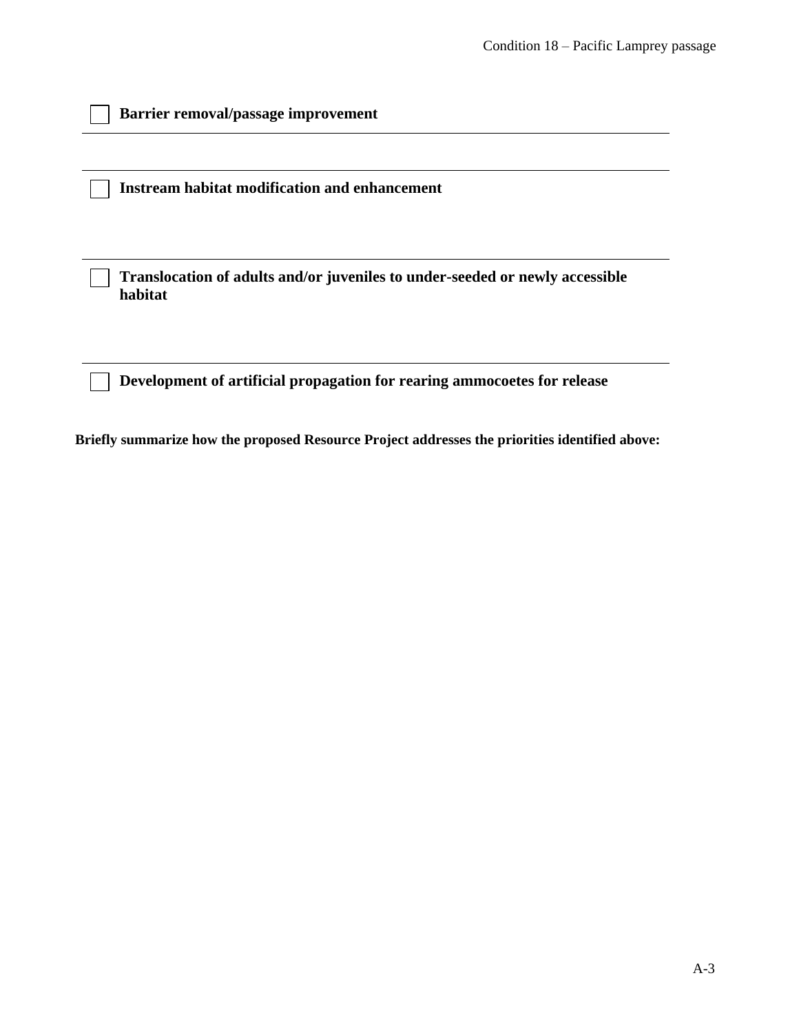☐ **Barrier removal/passage improvement**

---

---

☐ **Instream habitat modification and enhancement**

---

☐ **Translocation of adults and/or juveniles to under-seeded or newly accessible habitat**

---

☐ **Development of artificial propagation for rearing ammocoetes for release**

**Briefly summarize how the proposed Resource Project addresses the priorities identified above:**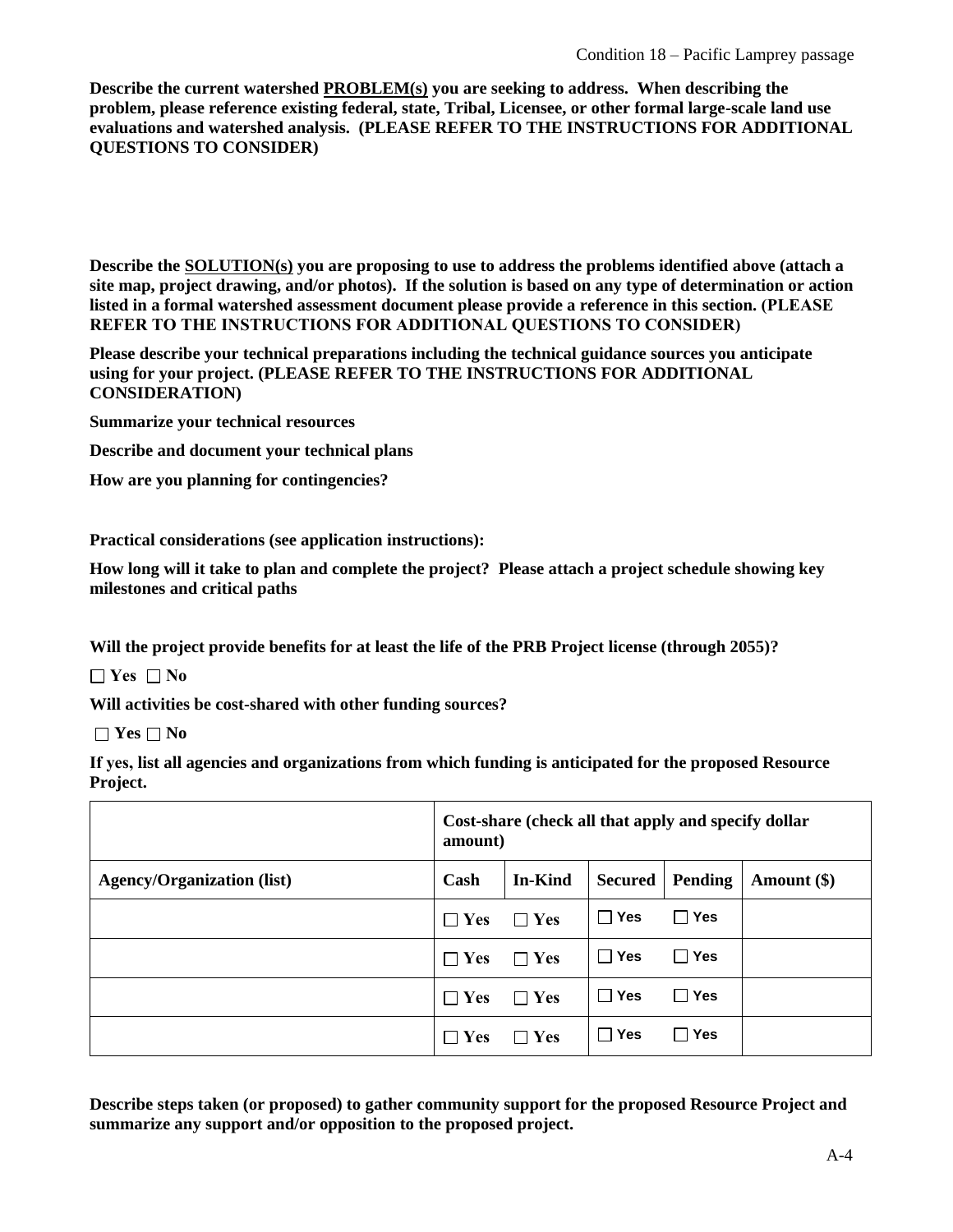**Describe the current watershed <u>PROBLEM(s)</u> you are seeking to address. When describing the problem, please reference existing federal, state, Tribal, Licensee, or other formal large-scale land use evaluations and watershed analysis. (PLEASE REFER TO THE INSTRUCTIONS FOR ADDITIONAL QUESTIONS TO CONSIDER)**

**Describe the <u>SOLUTION(s)</u> you are proposing to use to address the problems identified above (attach a site map, project drawing, and/or photos). If the solution is based on any type of determination or action listed in a formal watershed assessment document please provide a reference in this section. (PLEASE REFER TO THE INSTRUCTIONS FOR ADDITIONAL QUESTIONS TO CONSIDER)**

**Please describe your technical preparations including the technical guidance sources you anticipate using for your project. (PLEASE REFER TO THE INSTRUCTIONS FOR ADDITIONAL CONSIDERATION)**

**Summarize your technical resources**

**Describe and document your technical plans**

**How are you planning for contingencies?**

**Practical considerations (see application instructions):**

**How long will it take to plan and complete the project? Please attach a project schedule showing key milestones and critical paths**

**Will the project provide benefits for at least the life of the PRB Project license (through 2055)?**

☐ **Yes** ☐ **No**

**Will activities be cost-shared with other funding sources?**

☐ **Yes** ☐ **No**

**If yes, list all agencies and organizations from which funding is anticipated for the proposed Resource Project.**

| | **Cost-share (check all that apply and specify dollar amount)** | | | | |
|---|---|---|---|---|---|
| **Agency/Organization (list)** | **Cash** | **In-Kind** | **Secured** | **Pending** | **Amount ($)** |
| | ☐ Yes | ☐ Yes | ☐ Yes | ☐ Yes | |
| | ☐ Yes | ☐ Yes | ☐ Yes | ☐ Yes | |
| | ☐ Yes | ☐ Yes | ☐ Yes | ☐ Yes | |
| | ☐ Yes | ☐ Yes | ☐ Yes | ☐ Yes | |

**Describe steps taken (or proposed) to gather community support for the proposed Resource Project and summarize any support and/or opposition to the proposed project.**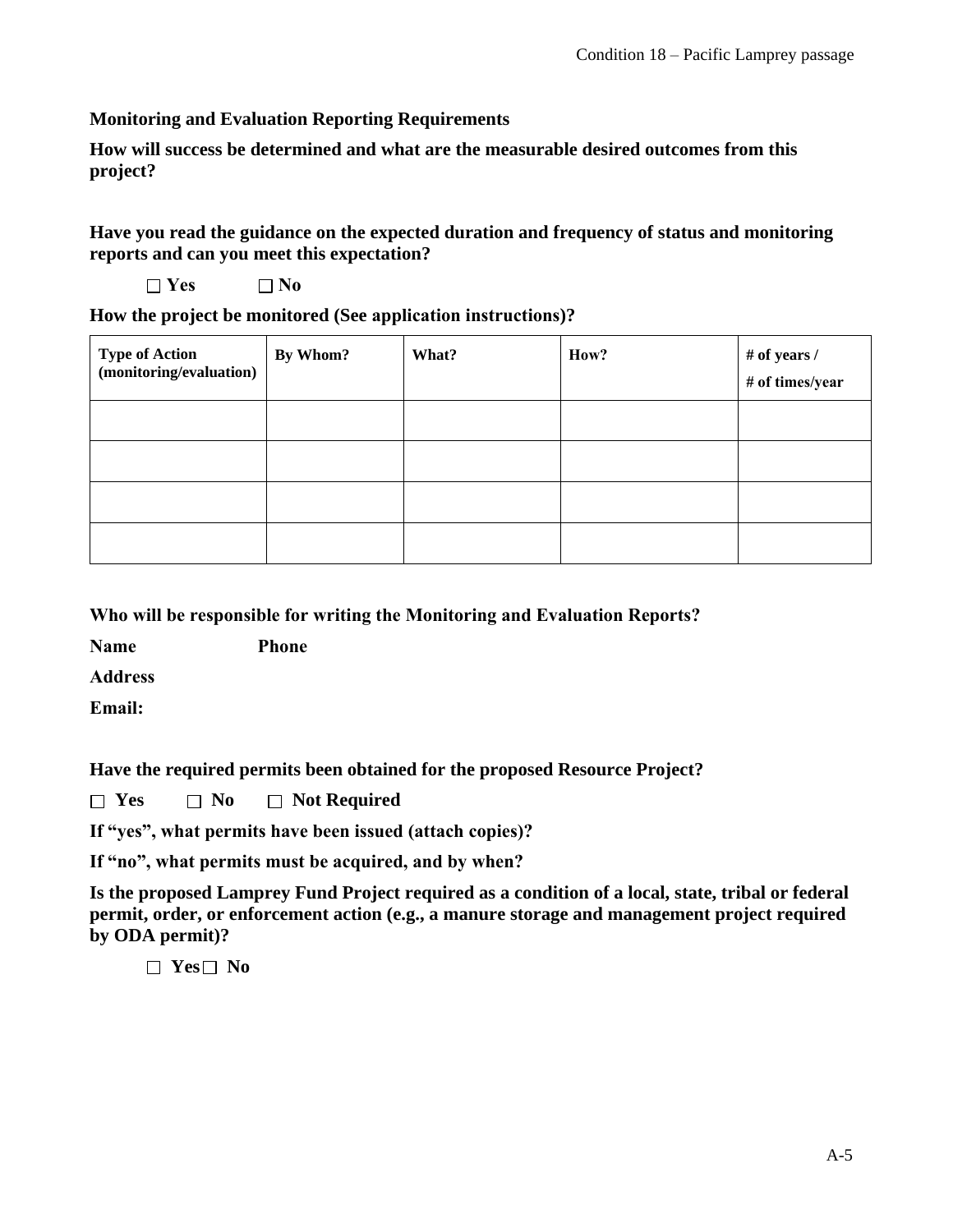**Monitoring and Evaluation Reporting Requirements**

**How will success be determined and what are the measurable desired outcomes from this project?**

**Have you read the guidance on the expected duration and frequency of status and monitoring reports and can you meet this expectation?**

☐ **Yes** ☐ **No**

**How the project be monitored (See application instructions)?**

| Type of Action (monitoring/evaluation) | By Whom? | What? | How? | # of years / # of times/year |
|---|---|---|---|---|
| | | | | |
| | | | | |
| | | | | |
| | | | | |

**Who will be responsible for writing the Monitoring and Evaluation Reports?**

**Name** **Phone**

**Address**

**Email:**

**Have the required permits been obtained for the proposed Resource Project?**

☐ **Yes** ☐ **No** ☐ **Not Required**

**If "yes", what permits have been issued (attach copies)?**

**If "no", what permits must be acquired, and by when?**

**Is the proposed Lamprey Fund Project required as a condition of a local, state, tribal or federal permit, order, or enforcement action (e.g., a manure storage and management project required by ODA permit)?**

☐ **Yes** ☐ **No**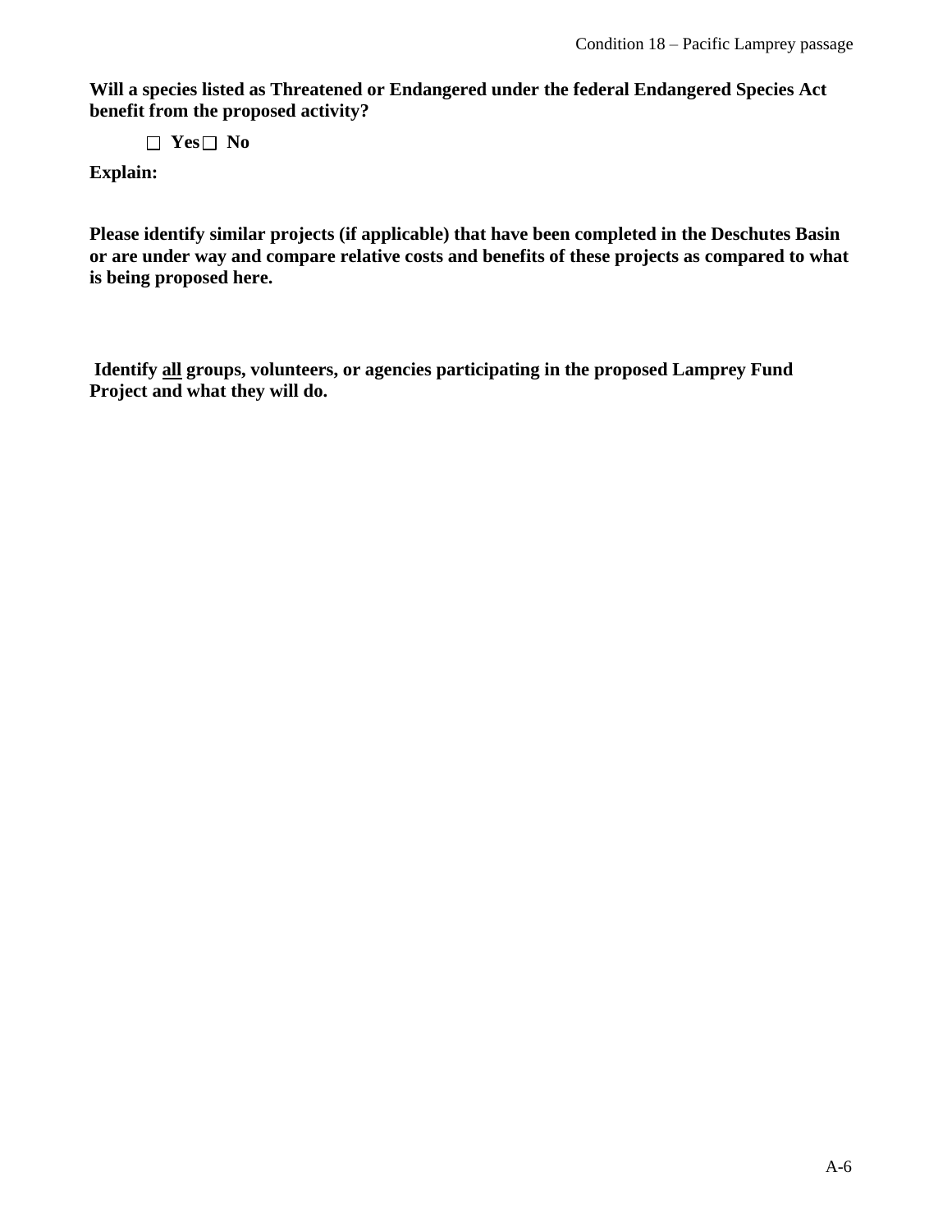**Will a species listed as Threatened or Endangered under the federal Endangered Species Act benefit from the proposed activity?**

☐ **Yes** ☐ **No**

**Explain:**

**Please identify similar projects (if applicable) that have been completed in the Deschutes Basin or are under way and compare relative costs and benefits of these projects as compared to what is being proposed here.**

**Identify <u>all</u> groups, volunteers, or agencies participating in the proposed Lamprey Fund Project and what they will do.**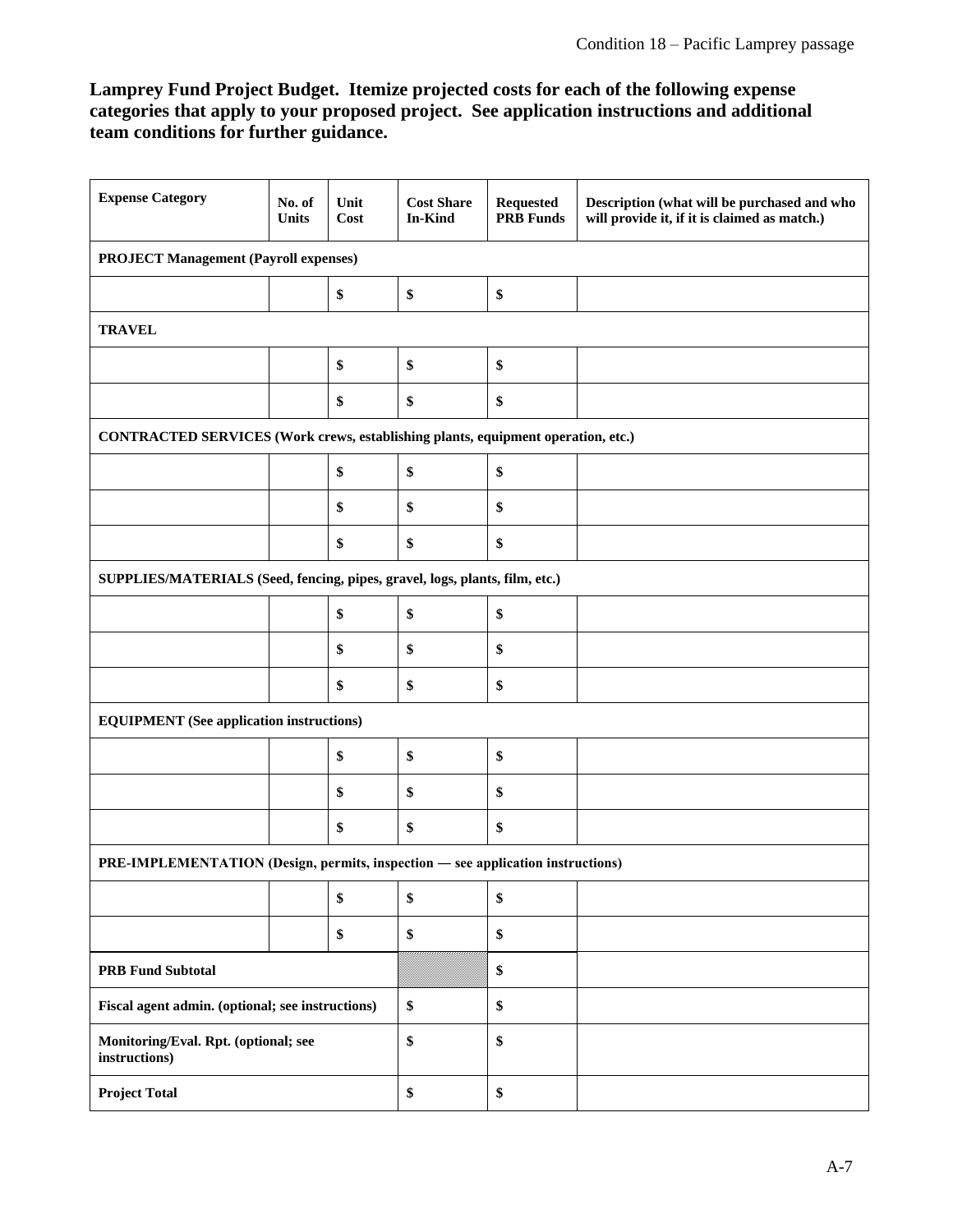**Lamprey Fund Project Budget. Itemize projected costs for each of the following expense categories that apply to your proposed project. See application instructions and additional team conditions for further guidance.**

| Expense Category | No. of Units | Unit Cost | Cost Share In-Kind | Requested PRB Funds | Description (what will be purchased and who will provide it, if it is claimed as match.) |
|---|---|---|---|---|---|
| **PROJECT Management (Payroll expenses)** | | | | | |
| | | $ | $ | $ | |
| **TRAVEL** | | | | | |
| | | $ | $ | $ | |
| | | $ | $ | $ | |
| **CONTRACTED SERVICES (Work crews, establishing plants, equipment operation, etc.)** | | | | | |
| | | $ | $ | $ | |
| | | $ | $ | $ | |
| | | $ | $ | $ | |
| **SUPPLIES/MATERIALS (Seed, fencing, pipes, gravel, logs, plants, film, etc.)** | | | | | |
| | | $ | $ | $ | |
| | | $ | $ | $ | |
| | | $ | $ | $ | |
| **EQUIPMENT (See application instructions)** | | | | | |
| | | $ | $ | $ | |
| | | $ | $ | $ | |
| | | $ | $ | $ | |
| **PRE-IMPLEMENTATION (Design, permits, inspection — see application instructions)** | | | | | |
| | | $ | $ | $ | |
| | | $ | $ | $ | |
| **PRB Fund Subtotal** | | | | $ | |
| **Fiscal agent admin. (optional; see instructions)** | | | $ | $ | |
| **Monitoring/Eval. Rpt. (optional; see instructions)** | | | $ | $ | |
| **Project Total** | | | $ | $ | |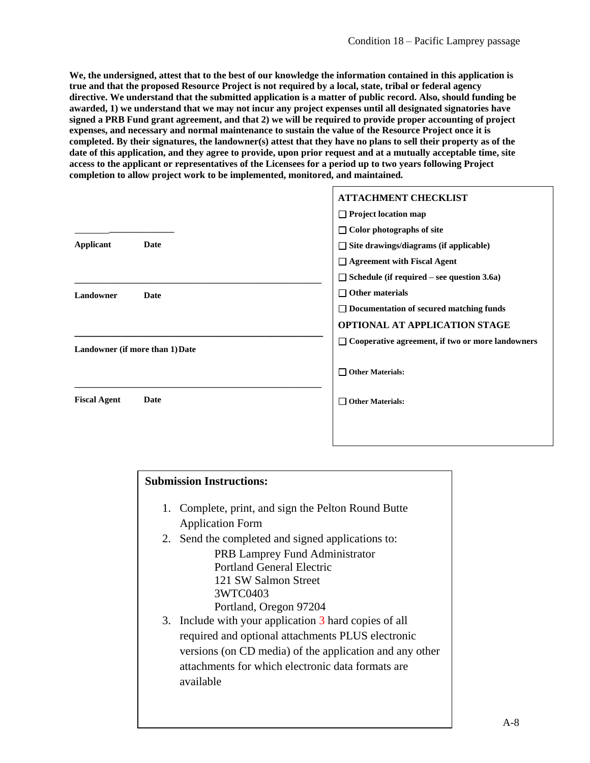**We, the undersigned, attest that to the best of our knowledge the information contained in this application is true and that the proposed Resource Project is not required by a local, state, tribal or federal agency directive. We understand that the submitted application is a matter of public record. Also, should funding be awarded, 1) we understand that we may not incur any project expenses until all designated signatories have signed a PRB Fund grant agreement, and that 2) we will be required to provide proper accounting of project expenses, and necessary and normal maintenance to sustain the value of the Resource Project once it is completed. By their signatures, the landowner(s) attest that they have no plans to sell their property as of the date of this application, and they agree to provide, upon prior request and at a mutually acceptable time, site access to the applicant or representatives of the Licensees for a period up to two years following Project completion to allow project work to be implemented, monitored, and maintained.**

______________________

**Applicant** **Date**

______________________

**Landowner** **Date**

______________________

**Landowner (if more than 1)** **Date**

______________________

**Fiscal Agent** **Date**

**ATTACHMENT CHECKLIST**

- ☐ **Project location map**
- ☐ **Color photographs of site**
- ☐ **Site drawings/diagrams (if applicable)**
- ☐ **Agreement with Fiscal Agent**
- ☐ **Schedule (if required – see question 3.6a)**
- ☐ **Other materials**
- ☐ **Documentation of secured matching funds**

**OPTIONAL AT APPLICATION STAGE**

- ☐ **Cooperative agreement, if two or more landowners**
- ☐ **Other Materials:**
- ☐ **Other Materials:**

**Submission Instructions:**

1. Complete, print, and sign the Pelton Round Butte Application Form
2. Send the completed and signed applications to:
   PRB Lamprey Fund Administrator
   Portland General Electric
   121 SW Salmon Street
   3WTC0403
   Portland, Oregon 97204
3. Include with your application 3 hard copies of all required and optional attachments PLUS electronic versions (on CD media) of the application and any other attachments for which electronic data formats are available